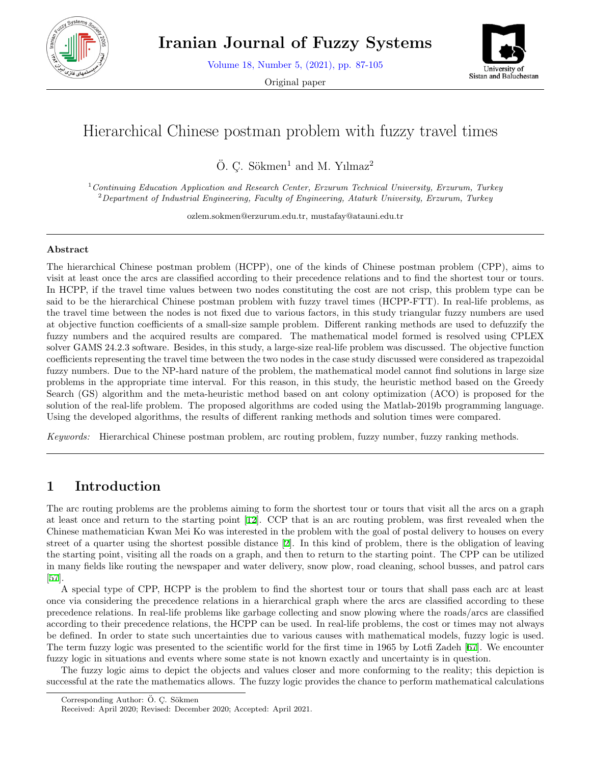# Hierarchical Chinese postman problem with fuzzy travel times

Ö. Ç. Sökmen[1] and M. Yılmaz[2]

[1] *Continuing Education Application and Research Center, Erzurum Technical University, Erzurum, Turkey*
[2] *Department of Industrial Engineering, Faculty of Engineering, Ataturk University, Erzurum, Turkey*

ozlem.sokmen@erzurum.edu.tr, mustafay@atauni.edu.tr

## Abstract

The hierarchical Chinese postman problem (HCPP), one of the kinds of Chinese postman problem (CPP), aims to visit at least once the arcs are classified according to their precedence relations and to find the shortest tour or tours. In HCPP, if the travel time values between two nodes constituting the cost are not crisp, this problem type can be said to be the hierarchical Chinese postman problem with fuzzy travel times (HCPP-FTT). In real-life problems, as the travel time between the nodes is not fixed due to various factors, in this study triangular fuzzy numbers are used at objective function coefficients of a small-size sample problem. Different ranking methods are used to defuzzify the fuzzy numbers and the acquired results are compared. The mathematical model formed is resolved using CPLEX solver GAMS 24.2.3 software. Besides, in this study, a large-size real-life problem was discussed. The objective function coefficients representing the travel time between the two nodes in the case study discussed were considered as trapezoidal fuzzy numbers. Due to the NP-hard nature of the problem, the mathematical model cannot find solutions in large size problems in the appropriate time interval. For this reason, in this study, the heuristic method based on the Greedy Search (GS) algorithm and the meta-heuristic method based on ant colony optimization (ACO) is proposed for the solution of the real-life problem. The proposed algorithms are coded using the Matlab-2019b programming language. Using the developed algorithms, the results of different ranking methods and solution times were compared.

*Keywords:* Hierarchical Chinese postman problem, arc routing problem, fuzzy number, fuzzy ranking methods.

## 1 Introduction

The arc routing problems are the problems aiming to form the shortest tour or tours that visit all the arcs on a graph at least once and return to the starting point [12]. CCP that is an arc routing problem, was first revealed when the Chinese mathematician Kwan Mei Ko was interested in the problem with the goal of postal delivery to houses on every street of a quarter using the shortest possible distance [2]. In this kind of problem, there is the obligation of leaving the starting point, visiting all the roads on a graph, and then to return to the starting point. The CPP can be utilized in many fields like routing the newspaper and water delivery, snow plow, road cleaning, school busses, and patrol cars [57].

A special type of CPP, HCPP is the problem to find the shortest tour or tours that shall pass each arc at least once via considering the precedence relations in a hierarchical graph where the arcs are classified according to these precedence relations. In real-life problems like garbage collecting and snow plowing where the roads/arcs are classified according to their precedence relations, the HCPP can be used. In real-life problems, the cost or times may not always be defined. In order to state such uncertainties due to various causes with mathematical models, fuzzy logic is used. The term fuzzy logic was presented to the scientific world for the first time in 1965 by Lotfi Zadeh [67]. We encounter fuzzy logic in situations and events where some state is not known exactly and uncertainty is in question.

The fuzzy logic aims to depict the objects and values closer and more conforming to the reality; this depiction is successful at the rate the mathematics allows. The fuzzy logic provides the chance to perform mathematical calculations

Corresponding Author: Ö. Ç. Sökmen
Received: April 2020; Revised: December 2020; Accepted: April 2021.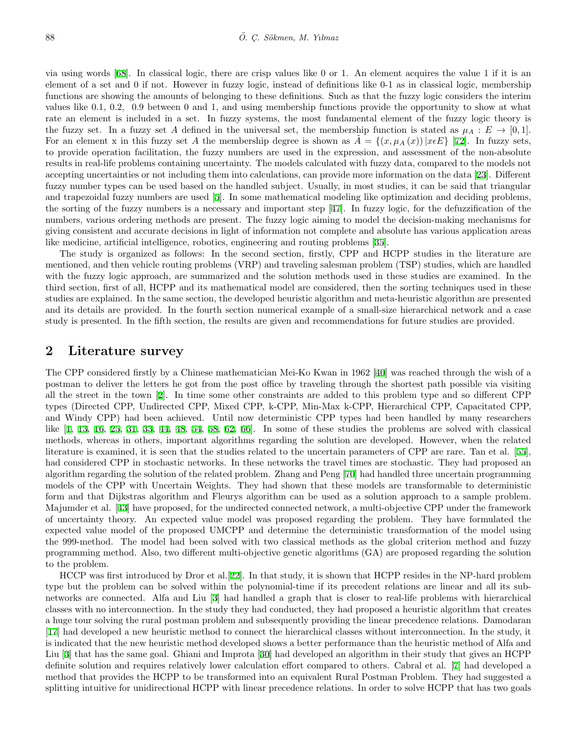via using words [68]. In classical logic, there are crisp values like 0 or 1. An element acquires the value 1 if it is an element of a set and 0 if not. However in fuzzy logic, instead of definitions like 0-1 as in classical logic, membership functions are showing the amounts of belonging to these definitions. Such as that the fuzzy logic considers the interim values like 0.1, 0.2, 0.9 between 0 and 1, and using membership functions provide the opportunity to show at what rate an element is included in a set. In fuzzy systems, the most fundamental element of the fuzzy logic theory is the fuzzy set. In a fuzzy set $A$ defined in the universal set, the membership function is stated as $\mu_A : E \to [0, 1]$. For an element x in this fuzzy set $A$ the membership degree is shown as $\tilde{A} = \{(x, \mu_A(x)) \,|x \epsilon E\}$ [72]. In fuzzy sets, to provide operation facilitation, the fuzzy numbers are used in the expression, and assessment of the non-absolute results in real-life problems containing uncertainty. The models calculated with fuzzy data, compared to the models not accepting uncertainties or not including them into calculations, can provide more information on the data [23]. Different fuzzy number types can be used based on the handled subject. Usually, in most studies, it can be said that triangular and trapezoidal fuzzy numbers are used [6]. In some mathematical modeling like optimization and deciding problems, the sorting of the fuzzy numbers is a necessary and important step [47]. In fuzzy logic, for the defuzzification of the numbers, various ordering methods are present. The fuzzy logic aiming to model the decision-making mechanisms for giving consistent and accurate decisions in light of information not complete and absolute has various application areas like medicine, artificial intelligence, robotics, engineering and routing problems [35].

The study is organized as follows: In the second section, firstly, CPP and HCPP studies in the literature are mentioned, and then vehicle routing problems (VRP) and traveling salesman problem (TSP) studies, which are handled with the fuzzy logic approach, are summarized and the solution methods used in these studies are examined. In the third section, first of all, HCPP and its mathematical model are considered, then the sorting techniques used in these studies are explained. In the same section, the developed heuristic algorithm and meta-heuristic algorithm are presented and its details are provided. In the fourth section numerical example of a small-size hierarchical network and a case study is presented. In the fifth section, the results are given and recommendations for future studies are provided.

## 2 Literature survey

The CPP considered firstly by a Chinese mathematician Mei-Ko Kwan in 1962 [40] was reached through the wish of a postman to deliver the letters he got from the post office by traveling through the shortest path possible via visiting all the street in the town [2]. In time some other constraints are added to this problem type and so different CPP types (Directed CPP, Undirected CPP, Mixed CPP, k-CPP, Min-Max k-CPP, Hierarchical CPP, Capacitated CPP, and Windy CPP) had been achieved. Until now deterministic CPP types had been handled by many researchers like [1, 13, 16, 25, 31, 33, 44, 48, 54, 58, 62, 66]. In some of these studies the problems are solved with classical methods, whereas in others, important algorithms regarding the solution are developed. However, when the related literature is examined, it is seen that the studies related to the uncertain parameters of CPP are rare. Tan et al. [55], had considered CPP in stochastic networks. In these networks the travel times are stochastic. They had proposed an algorithm regarding the solution of the related problem. Zhang and Peng [70] had handled three uncertain programming models of the CPP with Uncertain Weights. They had shown that these models are transformable to deterministic form and that Dijkstras algorithm and Fleurys algorithm can be used as a solution approach to a sample problem. Majumder et al. [43] have proposed, for the undirected connected network, a multi-objective CPP under the framework of uncertainty theory. An expected value model was proposed regarding the problem. They have formulated the expected value model of the proposed UMCPP and determine the deterministic transformation of the model using the 999-method. The model had been solved with two classical methods as the global criterion method and fuzzy programming method. Also, two different multi-objective genetic algorithms (GA) are proposed regarding the solution to the problem.

HCCP was first introduced by Dror et al.[22]. In that study, it is shown that HCPP resides in the NP-hard problem type but the problem can be solved within the polynomial-time if its precedent relations are linear and all its sub-networks are connected. Alfa and Liu [3] had handled a graph that is closer to real-life problems with hierarchical classes with no interconnection. In the study they had conducted, they had proposed a heuristic algorithm that creates a huge tour solving the rural postman problem and subsequently providing the linear precedence relations. Damodaran [17] had developed a new heuristic method to connect the hierarchical classes without interconnection. In the study, it is indicated that the new heuristic method developed shows a better performance than the heuristic method of Alfa and Liu [3] that has the same goal. Ghiani and Improta [30] had developed an algorithm in their study that gives an HCPP definite solution and requires relatively lower calculation effort compared to others. Cabral et al. [7] had developed a method that provides the HCPP to be transformed into an equivalent Rural Postman Problem. They had suggested a splitting intuitive for unidirectional HCPP with linear precedence relations. In order to solve HCPP that has two goals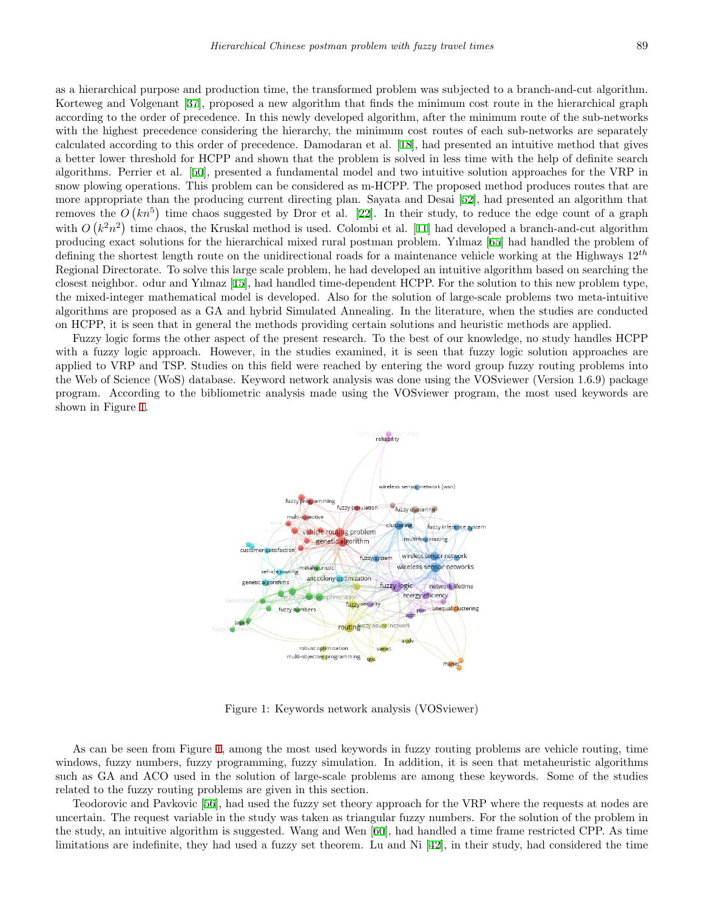as a hierarchical purpose and production time, the transformed problem was subjected to a branch-and-cut algorithm. Korteweg and Volgenant [37], proposed a new algorithm that finds the minimum cost route in the hierarchical graph according to the order of precedence. In this newly developed algorithm, after the minimum route of the sub-networks with the highest precedence considering the hierarchy, the minimum cost routes of each sub-networks are separately calculated according to this order of precedence. Damodaran et al. [18], had presented an intuitive method that gives a better lower threshold for HCPP and shown that the problem is solved in less time with the help of definite search algorithms. Perrier et al. [50], presented a fundamental model and two intuitive solution approaches for the VRP in snow plowing operations. This problem can be considered as m-HCPP. The proposed method produces routes that are more appropriate than the producing current directing plan. Sayata and Desai [52], had presented an algorithm that removes the $O\left(kn^5\right)$ time chaos suggested by Dror et al. [22]. In their study, to reduce the edge count of a graph with $O\left(k^2n^2\right)$ time chaos, the Kruskal method is used. Colombi et al. [11] had developed a branch-and-cut algorithm producing exact solutions for the hierarchical mixed rural postman problem. Yılmaz [65] had handled the problem of defining the shortest length route on the unidirectional roads for a maintenance vehicle working at the Highways $12^{th}$ Regional Directorate. To solve this large scale problem, he had developed an intuitive algorithm based on searching the closest neighbor. odur and Yılmaz [15], had handled time-dependent HCPP. For the solution to this new problem type, the mixed-integer mathematical model is developed. Also for the solution of large-scale problems two meta-intuitive algorithms are proposed as a GA and hybrid Simulated Annealing. In the literature, when the studies are conducted on HCPP, it is seen that in general the methods providing certain solutions and heuristic methods are applied.

Fuzzy logic forms the other aspect of the present research. To the best of our knowledge, no study handles HCPP with a fuzzy logic approach. However, in the studies examined, it is seen that fuzzy logic solution approaches are applied to VRP and TSP. Studies on this field were reached by entering the word group fuzzy routing problems into the Web of Science (WoS) database. Keyword network analysis was done using the VOSviewer (Version 1.6.9) package program. According to the bibliometric analysis made using the VOSviewer program, the most used keywords are shown in Figure 1.

Figure 1: Keywords network analysis (VOSviewer)

As can be seen from Figure 1, among the most used keywords in fuzzy routing problems are vehicle routing, time windows, fuzzy numbers, fuzzy programming, fuzzy simulation. In addition, it is seen that metaheuristic algorithms such as GA and ACO used in the solution of large-scale problems are among these keywords. Some of the studies related to the fuzzy routing problems are given in this section.

Teodorovic and Pavkovic [56], had used the fuzzy set theory approach for the VRP where the requests at nodes are uncertain. The request variable in the study was taken as triangular fuzzy numbers. For the solution of the problem in the study, an intuitive algorithm is suggested. Wang and Wen [60], had handled a time frame restricted CPP. As time limitations are indefinite, they had used a fuzzy set theorem. Lu and Ni [42], in their study, had considered the time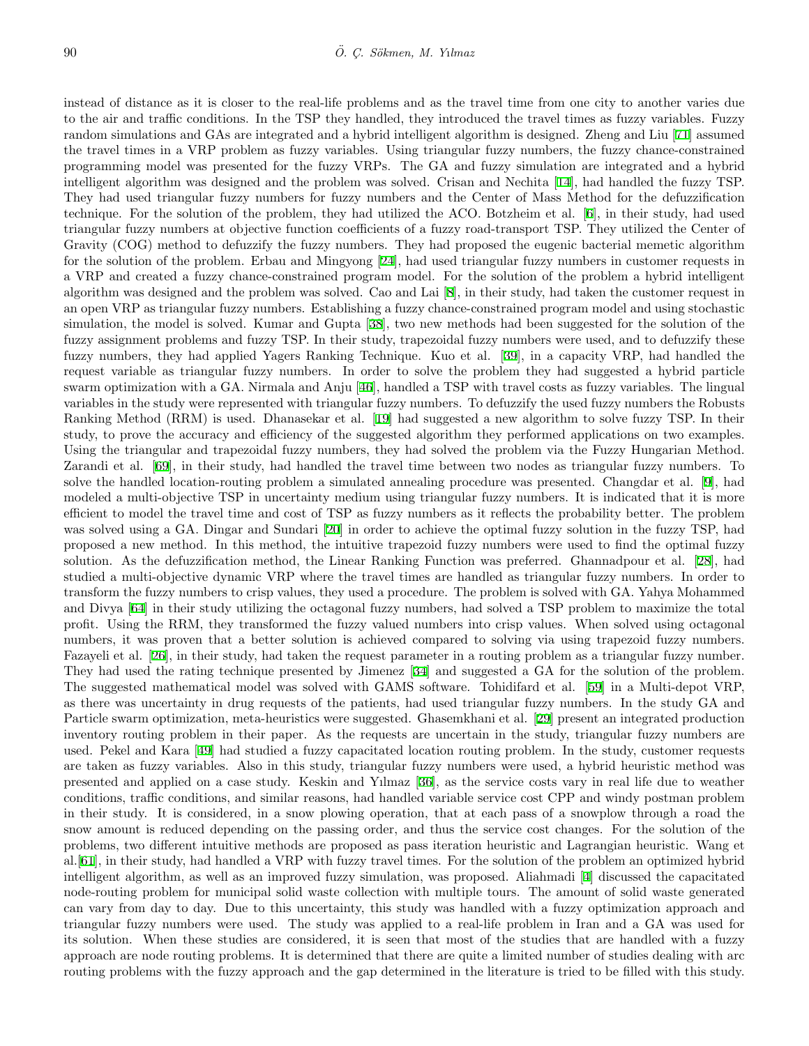instead of distance as it is closer to the real-life problems and as the travel time from one city to another varies due to the air and traffic conditions. In the TSP they handled, they introduced the travel times as fuzzy variables. Fuzzy random simulations and GAs are integrated and a hybrid intelligent algorithm is designed. Zheng and Liu [71] assumed the travel times in a VRP problem as fuzzy variables. Using triangular fuzzy numbers, the fuzzy chance-constrained programming model was presented for the fuzzy VRPs. The GA and fuzzy simulation are integrated and a hybrid intelligent algorithm was designed and the problem was solved. Crisan and Nechita [14], had handled the fuzzy TSP. They had used triangular fuzzy numbers for fuzzy numbers and the Center of Mass Method for the defuzzification technique. For the solution of the problem, they had utilized the ACO. Botzheim et al. [6], in their study, had used triangular fuzzy numbers at objective function coefficients of a fuzzy road-transport TSP. They utilized the Center of Gravity (COG) method to defuzzify the fuzzy numbers. They had proposed the eugenic bacterial memetic algorithm for the solution of the problem. Erbau and Mingyong [24], had used triangular fuzzy numbers in customer requests in a VRP and created a fuzzy chance-constrained program model. For the solution of the problem a hybrid intelligent algorithm was designed and the problem was solved. Cao and Lai [8], in their study, had taken the customer request in an open VRP as triangular fuzzy numbers. Establishing a fuzzy chance-constrained program model and using stochastic simulation, the model is solved. Kumar and Gupta [38], two new methods had been suggested for the solution of the fuzzy assignment problems and fuzzy TSP. In their study, trapezoidal fuzzy numbers were used, and to defuzzify these fuzzy numbers, they had applied Yagers Ranking Technique. Kuo et al. [39], in a capacity VRP, had handled the request variable as triangular fuzzy numbers. In order to solve the problem they had suggested a hybrid particle swarm optimization with a GA. Nirmala and Anju [46], handled a TSP with travel costs as fuzzy variables. The lingual variables in the study were represented with triangular fuzzy numbers. To defuzzify the used fuzzy numbers the Robusts Ranking Method (RRM) is used. Dhanasekar et al. [19] had suggested a new algorithm to solve fuzzy TSP. In their study, to prove the accuracy and efficiency of the suggested algorithm they performed applications on two examples. Using the triangular and trapezoidal fuzzy numbers, they had solved the problem via the Fuzzy Hungarian Method. Zarandi et al. [69], in their study, had handled the travel time between two nodes as triangular fuzzy numbers. To solve the handled location-routing problem a simulated annealing procedure was presented. Changdar et al. [9], had modeled a multi-objective TSP in uncertainty medium using triangular fuzzy numbers. It is indicated that it is more efficient to model the travel time and cost of TSP as fuzzy numbers as it reflects the probability better. The problem was solved using a GA. Dingar and Sundari [20] in order to achieve the optimal fuzzy solution in the fuzzy TSP, had proposed a new method. In this method, the intuitive trapezoid fuzzy numbers were used to find the optimal fuzzy solution. As the defuzzification method, the Linear Ranking Function was preferred. Ghannadpour et al. [28], had studied a multi-objective dynamic VRP where the travel times are handled as triangular fuzzy numbers. In order to transform the fuzzy numbers to crisp values, they used a procedure. The problem is solved with GA. Yahya Mohammed and Divya [64] in their study utilizing the octagonal fuzzy numbers, had solved a TSP problem to maximize the total profit. Using the RRM, they transformed the fuzzy valued numbers into crisp values. When solved using octagonal numbers, it was proven that a better solution is achieved compared to solving via using trapezoid fuzzy numbers. Fazayeli et al. [26], in their study, had taken the request parameter in a routing problem as a triangular fuzzy number. They had used the rating technique presented by Jimenez [34] and suggested a GA for the solution of the problem. The suggested mathematical model was solved with GAMS software. Tohidifard et al. [59] in a Multi-depot VRP, as there was uncertainty in drug requests of the patients, had used triangular fuzzy numbers. In the study GA and Particle swarm optimization, meta-heuristics were suggested. Ghasemkhani et al. [29] present an integrated production inventory routing problem in their paper. As the requests are uncertain in the study, triangular fuzzy numbers are used. Pekel and Kara [49] had studied a fuzzy capacitated location routing problem. In the study, customer requests are taken as fuzzy variables. Also in this study, triangular fuzzy numbers were used, a hybrid heuristic method was presented and applied on a case study. Keskin and Yılmaz [36], as the service costs vary in real life due to weather conditions, traffic conditions, and similar reasons, had handled variable service cost CPP and windy postman problem in their study. It is considered, in a snow plowing operation, that at each pass of a snowplow through a road the snow amount is reduced depending on the passing order, and thus the service cost changes. For the solution of the problems, two different intuitive methods are proposed as pass iteration heuristic and Lagrangian heuristic. Wang et al.[61], in their study, had handled a VRP with fuzzy travel times. For the solution of the problem an optimized hybrid intelligent algorithm, as well as an improved fuzzy simulation, was proposed. Aliahmadi [4] discussed the capacitated node-routing problem for municipal solid waste collection with multiple tours. The amount of solid waste generated can vary from day to day. Due to this uncertainty, this study was handled with a fuzzy optimization approach and triangular fuzzy numbers were used. The study was applied to a real-life problem in Iran and a GA was used for its solution. When these studies are considered, it is seen that most of the studies that are handled with a fuzzy approach are node routing problems. It is determined that there are quite a limited number of studies dealing with arc routing problems with the fuzzy approach and the gap determined in the literature is tried to be filled with this study.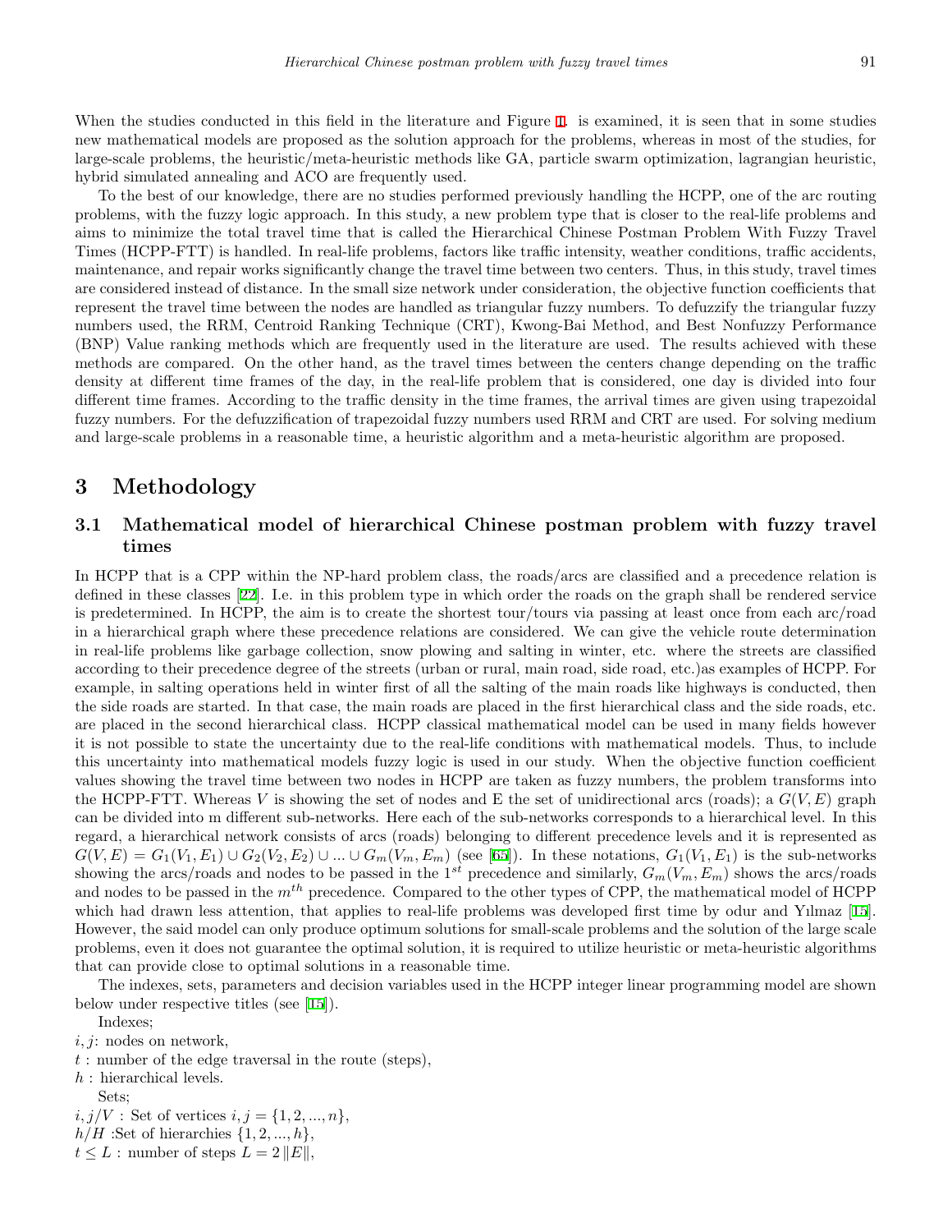When the studies conducted in this field in the literature and Figure 1. is examined, it is seen that in some studies new mathematical models are proposed as the solution approach for the problems, whereas in most of the studies, for large-scale problems, the heuristic/meta-heuristic methods like GA, particle swarm optimization, lagrangian heuristic, hybrid simulated annealing and ACO are frequently used.

To the best of our knowledge, there are no studies performed previously handling the HCPP, one of the arc routing problems, with the fuzzy logic approach. In this study, a new problem type that is closer to the real-life problems and aims to minimize the total travel time that is called the Hierarchical Chinese Postman Problem With Fuzzy Travel Times (HCPP-FTT) is handled. In real-life problems, factors like traffic intensity, weather conditions, traffic accidents, maintenance, and repair works significantly change the travel time between two centers. Thus, in this study, travel times are considered instead of distance. In the small size network under consideration, the objective function coefficients that represent the travel time between the nodes are handled as triangular fuzzy numbers. To defuzzify the triangular fuzzy numbers used, the RRM, Centroid Ranking Technique (CRT), Kwong-Bai Method, and Best Nonfuzzy Performance (BNP) Value ranking methods which are frequently used in the literature are used. The results achieved with these methods are compared. On the other hand, as the travel times between the centers change depending on the traffic density at different time frames of the day, in the real-life problem that is considered, one day is divided into four different time frames. According to the traffic density in the time frames, the arrival times are given using trapezoidal fuzzy numbers. For the defuzzification of trapezoidal fuzzy numbers used RRM and CRT are used. For solving medium and large-scale problems in a reasonable time, a heuristic algorithm and a meta-heuristic algorithm are proposed.

# 3 Methodology

## 3.1 Mathematical model of hierarchical Chinese postman problem with fuzzy travel times

In HCPP that is a CPP within the NP-hard problem class, the roads/arcs are classified and a precedence relation is defined in these classes [22]. I.e. in this problem type in which order the roads on the graph shall be rendered service is predetermined. In HCPP, the aim is to create the shortest tour/tours via passing at least once from each arc/road in a hierarchical graph where these precedence relations are considered. We can give the vehicle route determination in real-life problems like garbage collection, snow plowing and salting in winter, etc. where the streets are classified according to their precedence degree of the streets (urban or rural, main road, side road, etc.)as examples of HCPP. For example, in salting operations held in winter first of all the salting of the main roads like highways is conducted, then the side roads are started. In that case, the main roads are placed in the first hierarchical class and the side roads, etc. are placed in the second hierarchical class. HCPP classical mathematical model can be used in many fields however it is not possible to state the uncertainty due to the real-life conditions with mathematical models. Thus, to include this uncertainty into mathematical models fuzzy logic is used in our study. When the objective function coefficient values showing the travel time between two nodes in HCPP are taken as fuzzy numbers, the problem transforms into the HCPP-FTT. Whereas $V$ is showing the set of nodes and E the set of unidirectional arcs (roads); a $G(V, E)$ graph can be divided into m different sub-networks. Here each of the sub-networks corresponds to a hierarchical level. In this regard, a hierarchical network consists of arcs (roads) belonging to different precedence levels and it is represented as $G(V, E) = G_1(V_1, E_1) \cup G_2(V_2, E_2) \cup ... \cup G_m(V_m, E_m)$ (see [65]). In these notations, $G_1(V_1, E_1)$ is the sub-networks showing the arcs/roads and nodes to be passed in the $1^{st}$ precedence and similarly, $G_m(V_m, E_m)$ shows the arcs/roads and nodes to be passed in the $m^{th}$ precedence. Compared to the other types of CPP, the mathematical model of HCPP which had drawn less attention, that applies to real-life problems was developed first time by odur and Yılmaz [15]. However, the said model can only produce optimum solutions for small-scale problems and the solution of the large scale problems, even it does not guarantee the optimal solution, it is required to utilize heuristic or meta-heuristic algorithms that can provide close to optimal solutions in a reasonable time.

The indexes, sets, parameters and decision variables used in the HCPP integer linear programming model are shown below under respective titles (see [15]).

Indexes;

$i, j$: nodes on network,

$t$ : number of the edge traversal in the route (steps),

$h$ : hierarchical levels.

Sets;

$i, j/V$ : Set of vertices $i, j = \{1, 2, ..., n\}$,

$h/H$ :Set of hierarchies $\{1, 2, ..., h\}$,

$t \leq L$ : number of steps $L = 2\,\|E\|$,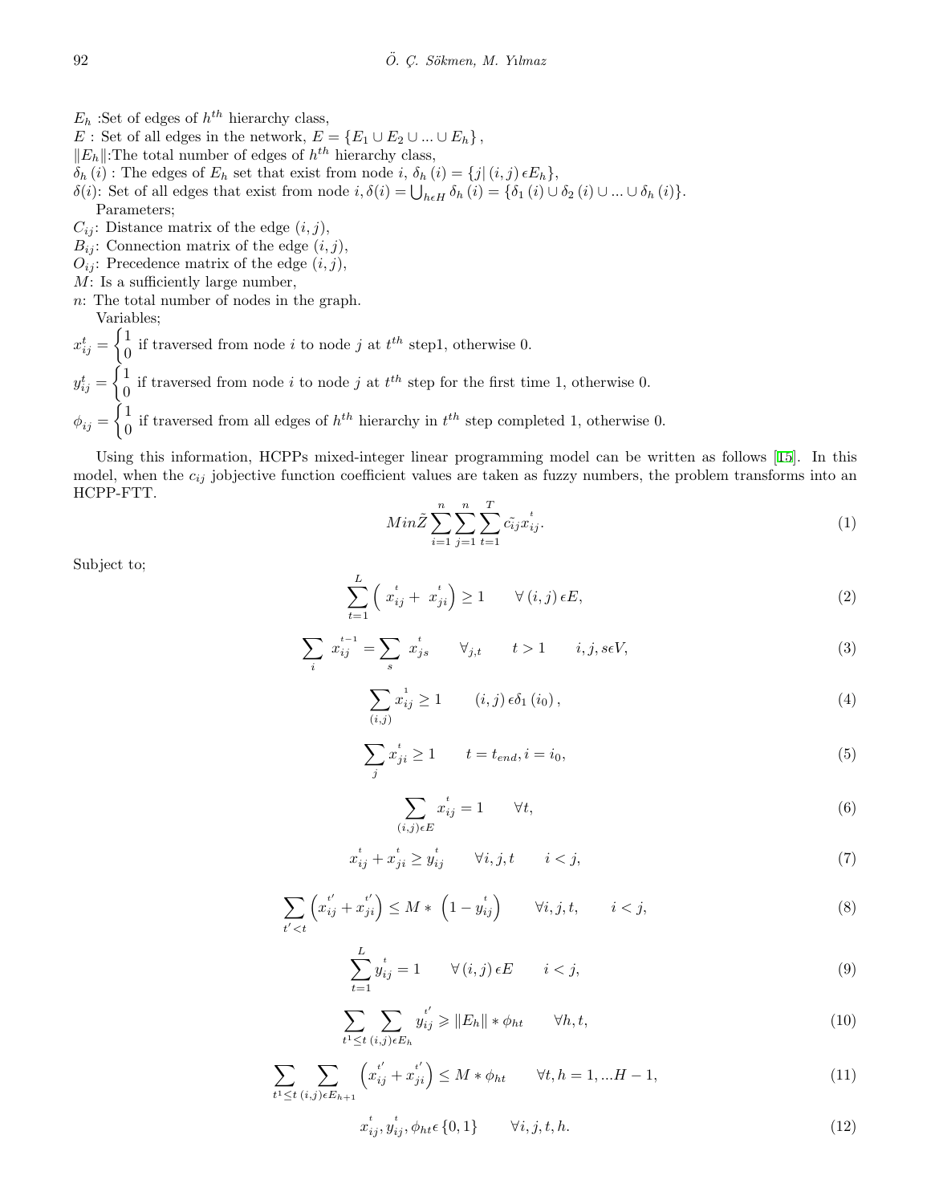$E_h$ :Set of edges of $h^{th}$ hierarchy class,

$E$ : Set of all edges in the network, $E = \{E_1 \cup E_2 \cup ... \cup E_h\}$,

$\|E_h\|$:The total number of edges of $h^{th}$ hierarchy class,

$\delta_h(i)$ : The edges of $E_h$ set that exist from node $i$, $\delta_h(i) = \{j | (i,j) \epsilon E_h\}$,

$\delta(i)$: Set of all edges that exist from node $i, \delta(i) = \bigcup_{h \epsilon H} \delta_h(i) = \{\delta_1(i) \cup \delta_2(i) \cup ... \cup \delta_h(i)\}$.

Parameters;

$C_{ij}$: Distance matrix of the edge $(i, j)$,

$B_{ij}$: Connection matrix of the edge $(i, j)$,

$O_{ij}$: Precedence matrix of the edge $(i, j)$,

$M$: Is a sufficiently large number,

$n$: The total number of nodes in the graph.

Variables;

$x_{ij}^t = \begin{cases} 1 \\ 0 \end{cases}$ if traversed from node $i$ to node $j$ at $t^{th}$ step1, otherwise 0.

$y_{ij}^t = \begin{cases} 1 \\ 0 \end{cases}$ if traversed from node $i$ to node $j$ at $t^{th}$ step for the first time 1, otherwise 0.

$\phi_{ij} = \begin{cases} 1 \\ 0 \end{cases}$ if traversed from all edges of $h^{th}$ hierarchy in $t^{th}$ step completed 1, otherwise 0.

Using this information, HCPPs mixed-integer linear programming model can be written as follows [15]. In this model, when the $c_{ij}$ jobjective function coefficient values are taken as fuzzy numbers, the problem transforms into an HCPP-FTT.

$$Min\tilde{Z} \sum_{i=1}^{n} \sum_{j=1}^{n} \sum_{t=1}^{T} \tilde{c_{ij}} \overset{t}{x_{ij}}. \tag{1}$$

Subject to;

$$\sum_{t=1}^{L} \left( \overset{t}{x_{ij}} + \overset{t}{x_{ji}} \right) \geq 1 \qquad \forall (i,j) \epsilon E, \tag{2}$$

$$\sum_{i} \overset{t-1}{x_{ij}} = \sum_{s} \overset{t}{x_{js}} \qquad \forall_{j,t} \qquad t > 1 \qquad i, j, s \epsilon V, \tag{3}$$

$$\sum_{(i,j)} \overset{1}{x_{ij}} \geq 1 \qquad (i,j) \epsilon \delta_1(i_0), \tag{4}$$

$$\sum_{j} \overset{t}{x_{ji}} \geq 1 \qquad t = t_{end}, i = i_0, \tag{5}$$

$$\sum_{(i,j) \epsilon E} \overset{t}{x_{ij}} = 1 \qquad \forall t, \tag{6}$$

$$\overset{t}{x_{ij}} + \overset{t}{x_{ji}} \geq \overset{t}{y_{ij}} \qquad \forall i, j, t \qquad i < j, \tag{7}$$

$$\sum_{t' < t} \left( \overset{t'}{x_{ij}} + \overset{t'}{x_{ji}} \right) \leq M * \left( 1 - \overset{t}{y_{ij}} \right) \qquad \forall i, j, t, \qquad i < j, \tag{8}$$

$$\sum_{t=1}^{L} \overset{t}{y_{ij}} = 1 \qquad \forall (i,j) \epsilon E \qquad i < j, \tag{9}$$

$$\sum_{t^1 \leq t} \sum_{(i,j) \epsilon E_h} \overset{t'}{y_{ij}} \geqslant \|E_h\| * \phi_{ht} \qquad \forall h, t, \tag{10}$$

$$\sum_{t^1 \leq t} \sum_{(i,j) \epsilon E_{h+1}} \left( \overset{t'}{x_{ij}} + \overset{t'}{x_{ji}} \right) \leq M * \phi_{ht} \qquad \forall t, h = 1, ...H - 1, \tag{11}$$

$$\overset{t}{x_{ij}}, \overset{t}{y_{ij}}, \phi_{ht} \epsilon \{0, 1\} \qquad \forall i, j, t, h. \tag{12}$$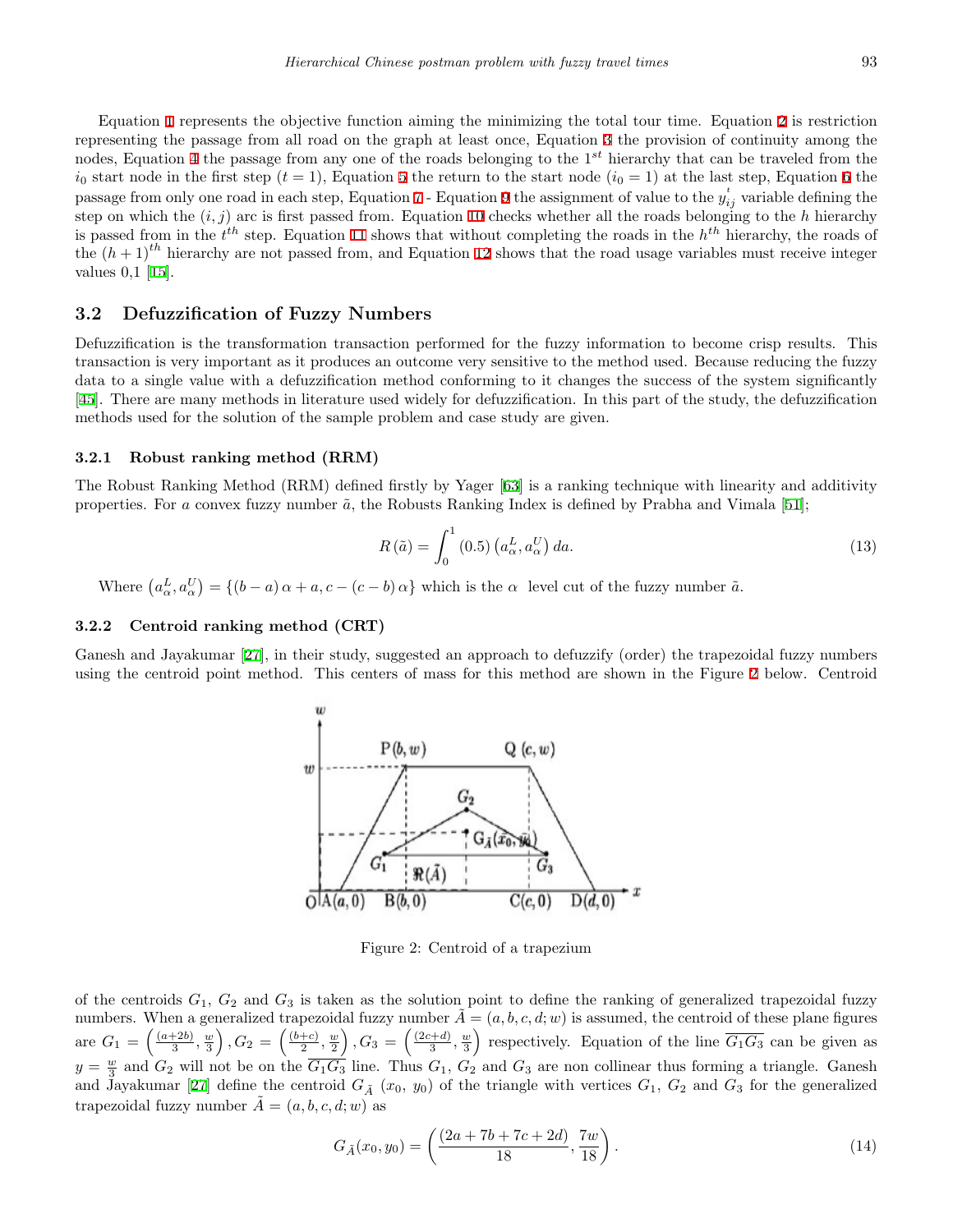Equation 1 represents the objective function aiming the minimizing the total tour time. Equation 2 is restriction representing the passage from all road on the graph at least once, Equation 3 the provision of continuity among the nodes, Equation 4 the passage from any one of the roads belonging to the $1^{st}$ hierarchy that can be traveled from the $i_0$ start node in the first step $(t = 1)$, Equation 5 the return to the start node $(i_0 = 1)$ at the last step, Equation 6 the passage from only one road in each step, Equation 7 - Equation 9 the assignment of value to the $y_{ij}^{t}$ variable defining the step on which the $(i, j)$ arc is first passed from. Equation 10 checks whether all the roads belonging to the $h$ hierarchy is passed from in the $t^{th}$ step. Equation 11 shows that without completing the roads in the $h^{th}$ hierarchy, the roads of the $(h+1)^{th}$ hierarchy are not passed from, and Equation 12 shows that the road usage variables must receive integer values 0,1 [15].

## 3.2 Defuzzification of Fuzzy Numbers

Defuzzification is the transformation transaction performed for the fuzzy information to become crisp results. This transaction is very important as it produces an outcome very sensitive to the method used. Because reducing the fuzzy data to a single value with a defuzzification method conforming to it changes the success of the system significantly [45]. There are many methods in literature used widely for defuzzification. In this part of the study, the defuzzification methods used for the solution of the sample problem and case study are given.

### 3.2.1 Robust ranking method (RRM)

The Robust Ranking Method (RRM) defined firstly by Yager [63] is a ranking technique with linearity and additivity properties. For $a$ convex fuzzy number $\tilde{a}$, the Robusts Ranking Index is defined by Prabha and Vimala [51];

$$R(\tilde{a}) = \int_0^1 (0.5)\left(a_\alpha^L, a_\alpha^U\right) da. \tag{13}$$

Where $\left(a_\alpha^L, a_\alpha^U\right) = \{(b-a)\alpha + a, c - (c-b)\alpha\}$ which is the $\alpha$ level cut of the fuzzy number $\tilde{a}$.

### 3.2.2 Centroid ranking method (CRT)

Ganesh and Jayakumar [27], in their study, suggested an approach to defuzzify (order) the trapezoidal fuzzy numbers using the centroid point method. This centers of mass for this method are shown in the Figure 2 below. Centroid

Figure 2: Centroid of a trapezium

of the centroids $G_1$, $G_2$ and $G_3$ is taken as the solution point to define the ranking of generalized trapezoidal fuzzy numbers. When a generalized trapezoidal fuzzy number $\tilde{A} = (a, b, c, d; w)$ is assumed, the centroid of these plane figures are $G_1 = \left(\frac{(a+2b)}{3}, \frac{w}{3}\right), G_2 = \left(\frac{(b+c)}{2}, \frac{w}{2}\right), G_3 = \left(\frac{(2c+d)}{3}, \frac{w}{3}\right)$ respectively. Equation of the line $\overline{G_1G_3}$ can be given as $y = \frac{w}{3}$ and $G_2$ will not be on the $\overline{G_1G_3}$ line. Thus $G_1$, $G_2$ and $G_3$ are non collinear thus forming a triangle. Ganesh and Jayakumar [27] define the centroid $G_{\tilde{A}}$ $(x_0,\ y_0)$ of the triangle with vertices $G_1$, $G_2$ and $G_3$ for the generalized trapezoidal fuzzy number $\tilde{A} = (a, b, c, d; w)$ as

$$G_{\tilde{A}}(x_0, y_0) = \left(\frac{(2a + 7b + 7c + 2d)}{18}, \frac{7w}{18}\right). \tag{14}$$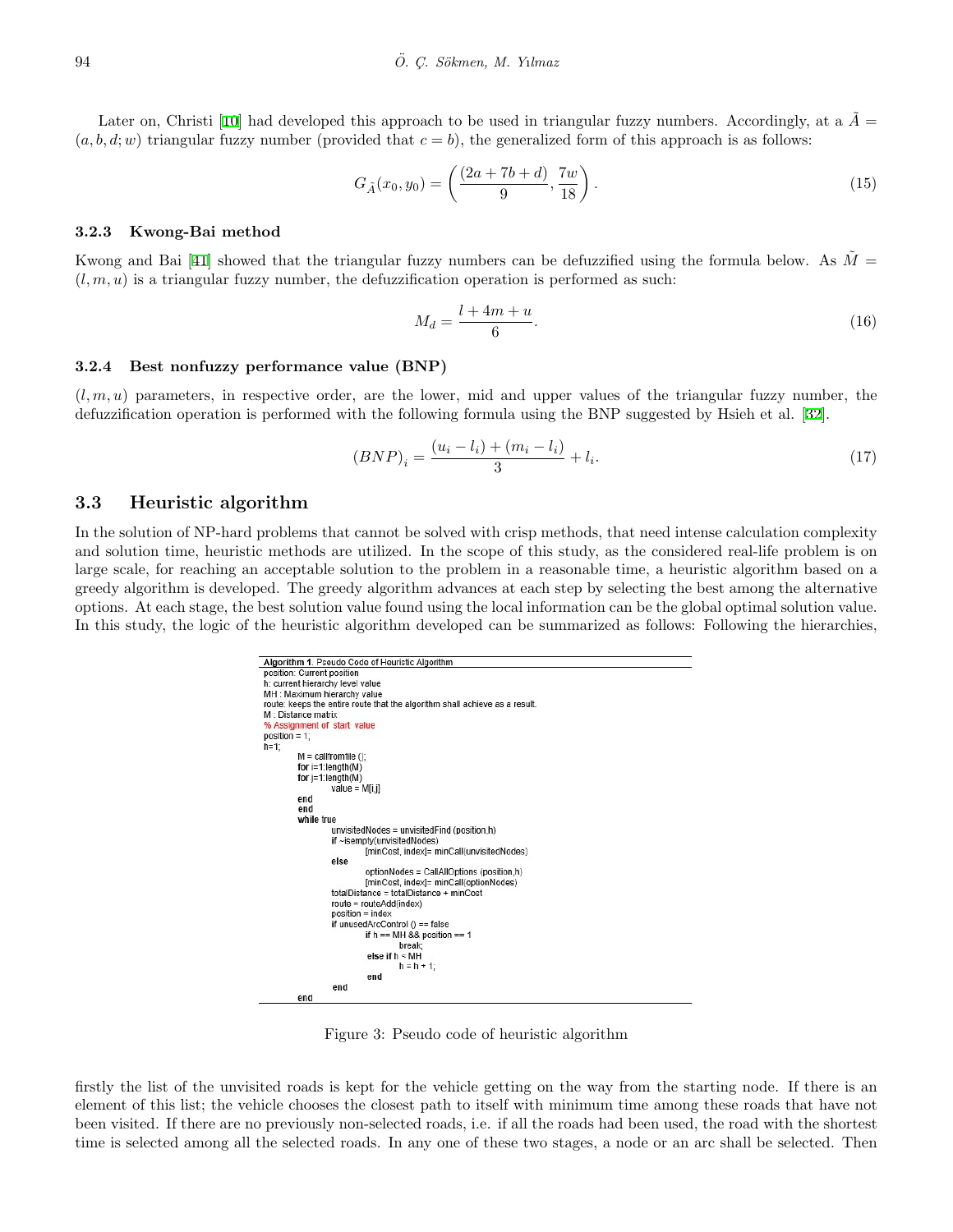Later on, Christi [10] had developed this approach to be used in triangular fuzzy numbers. Accordingly, at a $\tilde{A} = (a, b, d; w)$ triangular fuzzy number (provided that $c = b$), the generalized form of this approach is as follows:

$$G_{\tilde{A}}(x_0, y_0) = \left( \frac{(2a + 7b + d)}{9}, \frac{7w}{18} \right). \tag{15}$$

### 3.2.3 Kwong-Bai method

Kwong and Bai [41] showed that the triangular fuzzy numbers can be defuzzified using the formula below. As $\tilde{M} = (l, m, u)$ is a triangular fuzzy number, the defuzzification operation is performed as such:

$$M_d = \frac{l + 4m + u}{6}. \tag{16}$$

### 3.2.4 Best nonfuzzy performance value (BNP)

$(l, m, u)$ parameters, in respective order, are the lower, mid and upper values of the triangular fuzzy number, the defuzzification operation is performed with the following formula using the BNP suggested by Hsieh et al. [32].

$$(BNP)_i = \frac{(u_i - l_i) + (m_i - l_i)}{3} + l_i. \tag{17}$$

## 3.3 Heuristic algorithm

In the solution of NP-hard problems that cannot be solved with crisp methods, that need intense calculation complexity and solution time, heuristic methods are utilized. In the scope of this study, as the considered real-life problem is on large scale, for reaching an acceptable solution to the problem in a reasonable time, a heuristic algorithm based on a greedy algorithm is developed. The greedy algorithm advances at each step by selecting the best among the alternative options. At each stage, the best solution value found using the local information can be the global optimal solution value. In this study, the logic of the heuristic algorithm developed can be summarized as follows: Following the hierarchies,

**Algorithm 1**. Pseudo Code of Heuristic Algorithm

```
position: Current position
h: current hierarchy level value
MH : Maximum hierarchy value
route: keeps the entire route that the algorithm shall achieve as a result.
M : Distance matrix
% Assignment of start value
position = 1;
h=1;
        M = callfromfile ();
        for i=1:length(M)
        for j=1:length(M)
                value = M[i,j]
        end
        end
        while true
                unvisitedNodes = unvisitedFind (position,h)
                if ~isempty(unvisitedNodes)
                        [minCost, index]= minCall(unvisitedNodes)
                else
                        optionNodes = CallAllOptions (position,h)
                        [minCost, index]= minCall(optionNodes)
                totalDistance = totalDistance + minCost
                route = routeAdd(index)
                position = index
                if unusedArcControl () == false
                        if h == MH && position == 1
                                break;
                        else if h < MH
                                h = h + 1;
                        end
                end
        end
```

Figure 3: Pseudo code of heuristic algorithm

firstly the list of the unvisited roads is kept for the vehicle getting on the way from the starting node. If there is an element of this list; the vehicle chooses the closest path to itself with minimum time among these roads that have not been visited. If there are no previously non-selected roads, i.e. if all the roads had been used, the road with the shortest time is selected among all the selected roads. In any one of these two stages, a node or an arc shall be selected. Then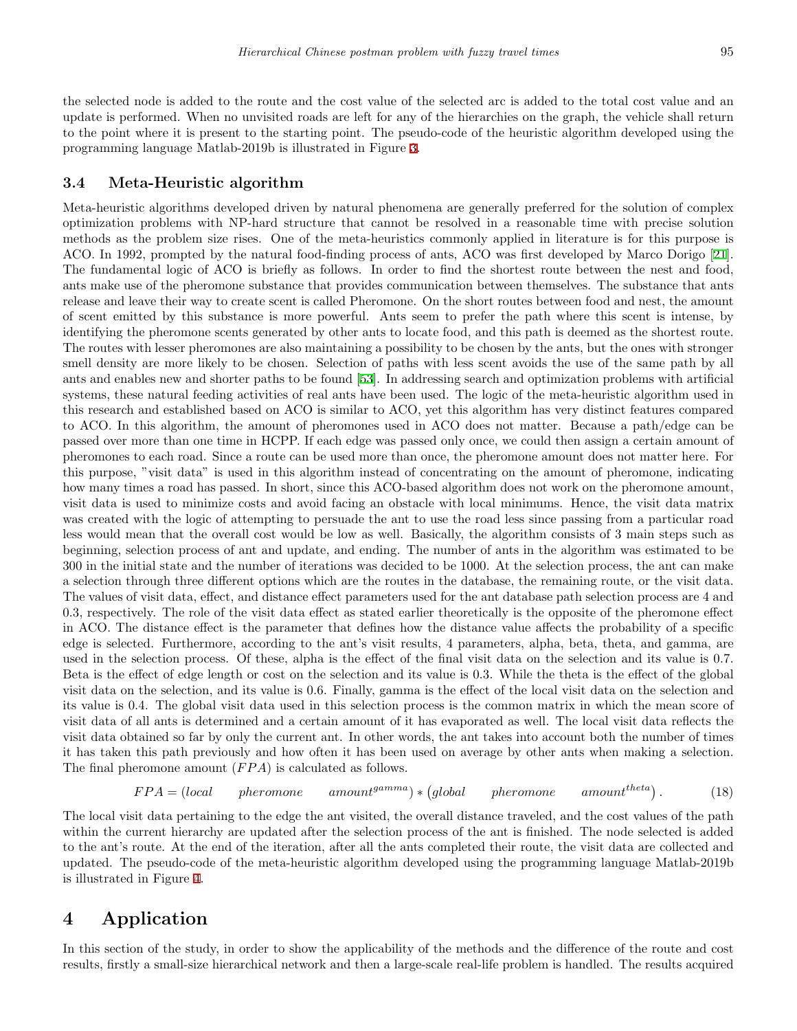the selected node is added to the route and the cost value of the selected arc is added to the total cost value and an update is performed. When no unvisited roads are left for any of the hierarchies on the graph, the vehicle shall return to the point where it is present to the starting point. The pseudo-code of the heuristic algorithm developed using the programming language Matlab-2019b is illustrated in Figure 3.

### 3.4 Meta-Heuristic algorithm

Meta-heuristic algorithms developed driven by natural phenomena are generally preferred for the solution of complex optimization problems with NP-hard structure that cannot be resolved in a reasonable time with precise solution methods as the problem size rises. One of the meta-heuristics commonly applied in literature is for this purpose is ACO. In 1992, prompted by the natural food-finding process of ants, ACO was first developed by Marco Dorigo [21]. The fundamental logic of ACO is briefly as follows. In order to find the shortest route between the nest and food, ants make use of the pheromone substance that provides communication between themselves. The substance that ants release and leave their way to create scent is called Pheromone. On the short routes between food and nest, the amount of scent emitted by this substance is more powerful. Ants seem to prefer the path where this scent is intense, by identifying the pheromone scents generated by other ants to locate food, and this path is deemed as the shortest route. The routes with lesser pheromones are also maintaining a possibility to be chosen by the ants, but the ones with stronger smell density are more likely to be chosen. Selection of paths with less scent avoids the use of the same path by all ants and enables new and shorter paths to be found [53]. In addressing search and optimization problems with artificial systems, these natural feeding activities of real ants have been used. The logic of the meta-heuristic algorithm used in this research and established based on ACO is similar to ACO, yet this algorithm has very distinct features compared to ACO. In this algorithm, the amount of pheromones used in ACO does not matter. Because a path/edge can be passed over more than one time in HCPP. If each edge was passed only once, we could then assign a certain amount of pheromones to each road. Since a route can be used more than once, the pheromone amount does not matter here. For this purpose, "visit data" is used in this algorithm instead of concentrating on the amount of pheromone, indicating how many times a road has passed. In short, since this ACO-based algorithm does not work on the pheromone amount, visit data is used to minimize costs and avoid facing an obstacle with local minimums. Hence, the visit data matrix was created with the logic of attempting to persuade the ant to use the road less since passing from a particular road less would mean that the overall cost would be low as well. Basically, the algorithm consists of 3 main steps such as beginning, selection process of ant and update, and ending. The number of ants in the algorithm was estimated to be 300 in the initial state and the number of iterations was decided to be 1000. At the selection process, the ant can make a selection through three different options which are the routes in the database, the remaining route, or the visit data. The values of visit data, effect, and distance effect parameters used for the ant database path selection process are 4 and 0.3, respectively. The role of the visit data effect as stated earlier theoretically is the opposite of the pheromone effect in ACO. The distance effect is the parameter that defines how the distance value affects the probability of a specific edge is selected. Furthermore, according to the ant's visit results, 4 parameters, alpha, beta, theta, and gamma, are used in the selection process. Of these, alpha is the effect of the final visit data on the selection and its value is 0.7. Beta is the effect of edge length or cost on the selection and its value is 0.3. While the theta is the effect of the global visit data on the selection, and its value is 0.6. Finally, gamma is the effect of the local visit data on the selection and its value is 0.4. The global visit data used in this selection process is the common matrix in which the mean score of visit data of all ants is determined and a certain amount of it has evaporated as well. The local visit data reflects the visit data obtained so far by only the current ant. In other words, the ant takes into account both the number of times it has taken this path previously and how often it has been used on average by other ants when making a selection. The final pheromone amount ($FPA$) is calculated as follows.

$$FPA = (local \quad pheromone \quad amount^{gamma}) * \left(global \quad pheromone \quad amount^{theta}\right). \tag{18}$$

The local visit data pertaining to the edge the ant visited, the overall distance traveled, and the cost values of the path within the current hierarchy are updated after the selection process of the ant is finished. The node selected is added to the ant's route. At the end of the iteration, after all the ants completed their route, the visit data are collected and updated. The pseudo-code of the meta-heuristic algorithm developed using the programming language Matlab-2019b is illustrated in Figure 4.

## 4 Application

In this section of the study, in order to show the applicability of the methods and the difference of the route and cost results, firstly a small-size hierarchical network and then a large-scale real-life problem is handled. The results acquired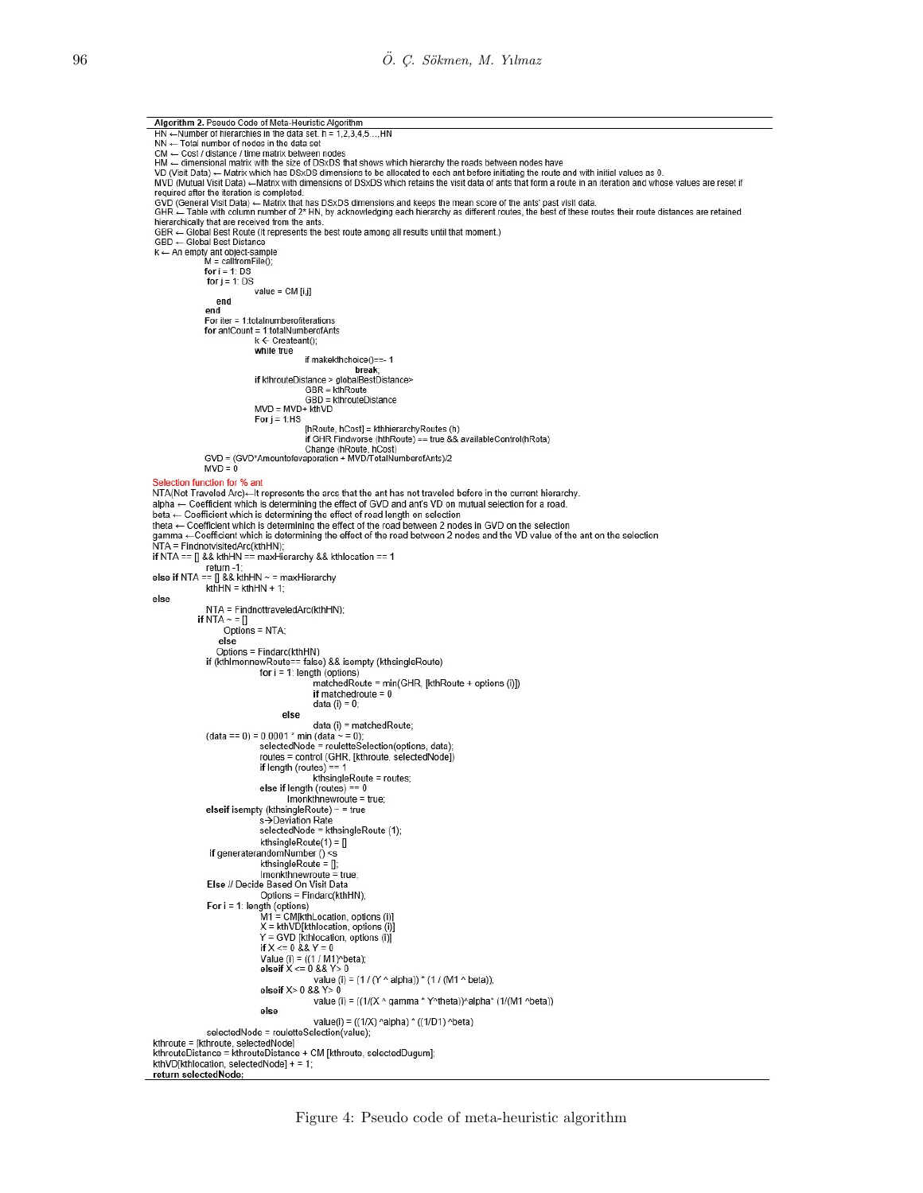**Algorithm 2.** Pseudo Code of Meta-Heuristic Algorithm

```
HN ←Number of hierarchies in the data set. h = 1,2,3,4,5…,HN
NN ← Total number of nodes in the data set
CM ← Cost / distance / time matrix between nodes
HM ← dimensional matrix with the size of DSxDS that shows which hierarchy the roads between nodes have
VD (Visit Data) ← Matrix which has DSxDS dimensions to be allocated to each ant before initiating the route and with initial values as 0.
MVD (Mutual Visit Data) ←Matrix with dimensions of DSxDS which retains the visit data of ants that form a route in an iteration and whose values are reset if required after the iteration is completed.
GVD (General Visit Data) ← Matrix that has DSxDS dimensions and keeps the mean score of the ants' past visit data.
GHR ← Table with column number of 2* HN, by acknowledging each hierarchy as different routes, the best of these routes their route distances are retained hierarchically that are received from the ants.
GBR ← Global Best Route (It represents the best route among all results until that moment.)
GBD ← Global Best Distance
k ← An empty ant object-sample
        M = callfromFile();
        for i = 1: DS
         for j = 1: DS
                value = CM [i,j]
            end
        end
        For iter = 1:totalnumberofiterations
        for antCount = 1:totalNumberofAnts
                k ← Createant();
                while true
                        if makekthchoice()==- 1
                                break;
                if kthrouteDistance > globalBestDistance>
                        GBR = kthRoute
                        GBD = kthrouteDistance
                MVD = MVD+ kthVD
                For j = 1:HS
                        [hRoute, hCost] = kthhierarchyRoutes (h)
                        if GHR Findworse (hthRoute) == true && availableControl(hRota)
                        Change (hRoute, hCost)
        GVD = (GVD*Amountofevaporation + MVD/TotalNumberofAnts)/2
        MVD = 0
Selection function for % ant
NTA(Not Traveled Arc)←It represents the arcs that the ant has not traveled before in the current hierarchy.
alpha ← Coefficient which is determining the effect of GVD and ant's VD on mutual selection for a road.
beta ← Coefficient which is determining the effect of road length on selection
theta ← Coefficient which is determining the effect of the road between 2 nodes in GVD on the selection
gamma ←Coefficient which is determining the effect of the road between 2 nodes and the VD value of the ant on the selection
NTA = FindnotvisitedArc(kthHN);
if NTA == [] && kthHN == maxHierarchy && kthlocation == 1
        return -1;
else if NTA == [] && kthHN ~ = maxHierarchy
        kthHN = kthHN + 1;
else
        NTA = FindnottraveledArc(kthHN);
      if NTA ~ = []
             Options = NTA;
            else
           Options = Findarc(kthHN)
        if (kthImonnewRoute== false) && isempty (kthsingleRoute)
                for i = 1: length (options)
                        matchedRoute = min(GHR, [kthRoute + options (i)])
                        if matchedroute = 0
                        data (i) = 0;
                    else
                        data (i) = matchedRoute;
        (data == 0) = 0.0001 * min (data ~ = 0);
                selectedNode = rouletteSelection(options, data);
                routes = control (GHR, [kthroute, selectedNode])
                if length (routes) == 1
                        kthsingleRoute = routes;
                else if length (routes) == 0
                    Imonkthnewroute = true;
        elseif isempty (kthsingleRoute) ~ = true
                s→Deviation Rate
                selectedNode = kthsingleRoute (1);
                kthsingleRoute(1) = []
         if generaterandomNumber () <s
                kthsingleRoute = [];
                Imonkthnewroute = true;
        Else // Decide Based On Visit Data
                Options = Findarc(kthHN);
        For i = 1: length (options)
                M1 = CM[kthLocation, options (i)]
                X = kthVD[kthlocation, options (i)]
                Y = GVD [kthlocation, options (i)]
                if X <= 0 && Y = 0
                Value (i) = ((1 / M1)^beta);
                elseif X <= 0 && Y> 0
                        value (i) = (1 / (Y ^ alpha)) * (1 / (M1 ^ beta));
                elseif X> 0 && Y> 0
                        value (i) = [(1/(X ^ gamma * Y^theta))^alpha* (1/(M1 ^beta))
                else
                        value(i) = ((1/X) ^alpha) * ((1/D1) ^beta)
        selectedNode = rouletteSelection(value);
kthroute = [kthroute, selectedNode]
kthrouteDistance = kthrouteDistance + CM [kthroute, selectedDugum];
kthVD[kthlocation, selectedNode] + = 1;
return selectedNode;
```

Figure 4: Pseudo code of meta-heuristic algorithm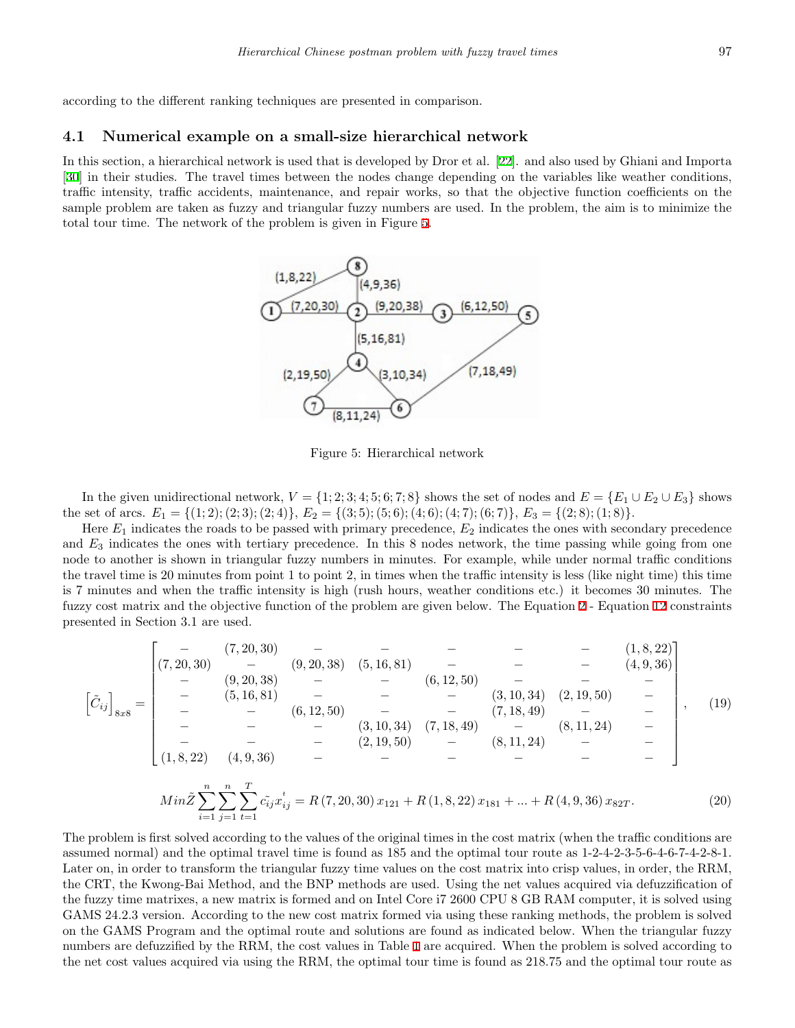according to the different ranking techniques are presented in comparison.

### 4.1 Numerical example on a small-size hierarchical network

In this section, a hierarchical network is used that is developed by Dror et al. [22]. and also used by Ghiani and Importa [30] in their studies. The travel times between the nodes change depending on the variables like weather conditions, traffic intensity, traffic accidents, maintenance, and repair works, so that the objective function coefficients on the sample problem are taken as fuzzy and triangular fuzzy numbers are used. In the problem, the aim is to minimize the total tour time. The network of the problem is given in Figure 5.

Figure 5: Hierarchical network

In the given unidirectional network, $V = \{1; 2; 3; 4; 5; 6; 7; 8\}$ shows the set of nodes and $E = \{E_1 \cup E_2 \cup E_3\}$ shows the set of arcs. $E_1 = \{(1; 2); (2; 3); (2; 4)\}$, $E_2 = \{(3; 5); (5; 6); (4; 6); (4; 7); (6; 7)\}$, $E_3 = \{(2; 8); (1; 8)\}$.

Here $E_1$ indicates the roads to be passed with primary precedence, $E_2$ indicates the ones with secondary precedence and $E_3$ indicates the ones with tertiary precedence. In this 8 nodes network, the time passing while going from one node to another is shown in triangular fuzzy numbers in minutes. For example, while under normal traffic conditions the travel time is 20 minutes from point 1 to point 2, in times when the traffic intensity is less (like night time) this time is 7 minutes and when the traffic intensity is high (rush hours, weather conditions etc.) it becomes 30 minutes. The fuzzy cost matrix and the objective function of the problem are given below. The Equation 2 - Equation 12 constraints presented in Section 3.1 are used.

$$
\left[\tilde{C}_{ij}\right]_{8x8} = \begin{bmatrix}
- & (7,20,30) & - & - & - & - & - & (1,8,22) \\
(7,20,30) & - & (9,20,38) & (5,16,81) & - & - & - & (4,9,36) \\
- & (9,20,38) & - & - & (6,12,50) & - & - & - \\
- & (5,16,81) & - & - & - & (3,10,34) & (2,19,50) & - \\
- & - & (6,12,50) & - & - & (7,18,49) & - & - \\
- & - & - & (3,10,34) & (7,18,49) & - & (8,11,24) & - \\
- & - & - & (2,19,50) & - & (8,11,24) & - & - \\
(1,8,22) & (4,9,36) & - & - & - & - & - & -
\end{bmatrix}, \quad (19)
$$

$$
Min\tilde{Z} \sum_{i=1}^{n} \sum_{j=1}^{n} \sum_{t=1}^{T} \tilde{c_{ij}} x_{ij}^{t} = R(7,20,30)\, x_{121} + R(1,8,22)\, x_{181} + \ldots + R(4,9,36)\, x_{82T}. \quad (20)
$$

The problem is first solved according to the values of the original times in the cost matrix (when the traffic conditions are assumed normal) and the optimal travel time is found as 185 and the optimal tour route as 1-2-4-2-3-5-6-4-6-7-4-2-8-1. Later on, in order to transform the triangular fuzzy time values on the cost matrix into crisp values, in order, the RRM, the CRT, the Kwong-Bai Method, and the BNP methods are used. Using the net values acquired via defuzzification of the fuzzy time matrixes, a new matrix is formed and on Intel Core i7 2600 CPU 8 GB RAM computer, it is solved using GAMS 24.2.3 version. According to the new cost matrix formed via using these ranking methods, the problem is solved on the GAMS Program and the optimal route and solutions are found as indicated below. When the triangular fuzzy numbers are defuzzified by the RRM, the cost values in Table 1 are acquired. When the problem is solved according to the net cost values acquired via using the RRM, the optimal tour time is found as 218.75 and the optimal tour route as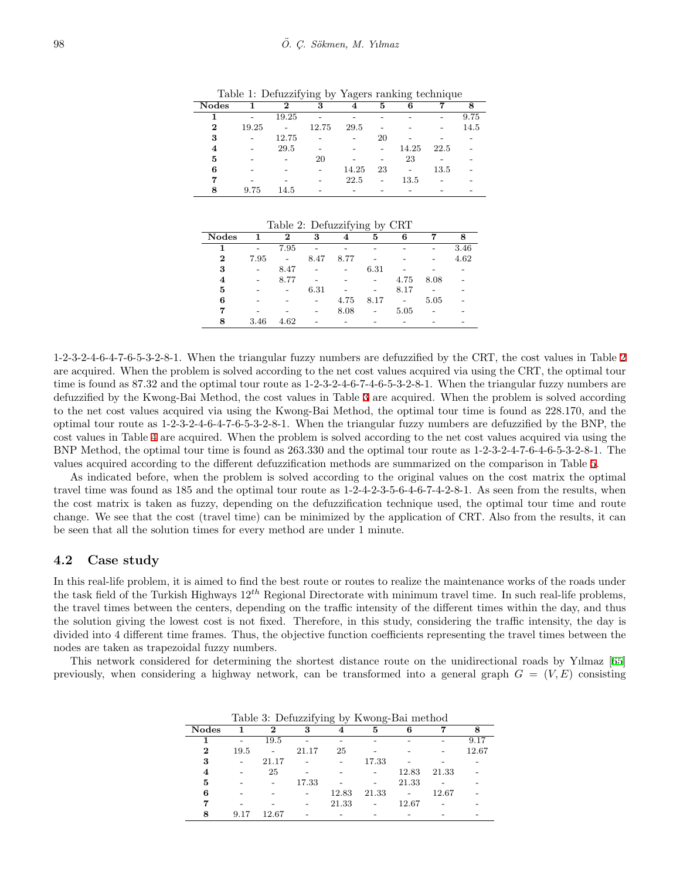Table 1: Defuzzifying by Yagers ranking technique

| Nodes | 1 | 2 | 3 | 4 | 5 | 6 | 7 | 8 |
|---|---|---|---|---|---|---|---|---|
| **1** | - | 19.25 | - | - | - | - | - | 9.75 |
| **2** | 19.25 | - | 12.75 | 29.5 | - | - | - | 14.5 |
| **3** | - | 12.75 | - | - | 20 | - | - | - |
| **4** | - | 29.5 | - | - | - | 14.25 | 22.5 | - |
| **5** | - | - | 20 | - | - | 23 | - | - |
| **6** | - | - | - | 14.25 | 23 | - | 13.5 | - |
| **7** | - | - | - | 22.5 | - | 13.5 | - | - |
| **8** | 9.75 | 14.5 | - | - | - | - | - | - |

Table 2: Defuzzifying by CRT

| Nodes | 1 | 2 | 3 | 4 | 5 | 6 | 7 | 8 |
|---|---|---|---|---|---|---|---|---|
| **1** | - | 7.95 | - | - | - | - | - | 3.46 |
| **2** | 7.95 | - | 8.47 | 8.77 | - | - | - | 4.62 |
| **3** | - | 8.47 | - | - | 6.31 | - | - | - |
| **4** | - | 8.77 | - | - | - | 4.75 | 8.08 | - |
| **5** | - | - | 6.31 | - | - | 8.17 | - | - |
| **6** | - | - | - | 4.75 | 8.17 | - | 5.05 | - |
| **7** | - | - | - | 8.08 | - | 5.05 | - | - |
| **8** | 3.46 | 4.62 | - | - | - | - | - | - |

1-2-3-2-4-6-4-7-6-5-3-2-8-1. When the triangular fuzzy numbers are defuzzified by the CRT, the cost values in Table 2 are acquired. When the problem is solved according to the net cost values acquired via using the CRT, the optimal tour time is found as 87.32 and the optimal tour route as 1-2-3-2-4-6-7-4-6-5-3-2-8-1. When the triangular fuzzy numbers are defuzzified by the Kwong-Bai Method, the cost values in Table 3 are acquired. When the problem is solved according to the net cost values acquired via using the Kwong-Bai Method, the optimal tour time is found as 228.170, and the optimal tour route as 1-2-3-2-4-6-4-7-6-5-3-2-8-1. When the triangular fuzzy numbers are defuzzified by the BNP, the cost values in Table 4 are acquired. When the problem is solved according to the net cost values acquired via using the BNP Method, the optimal tour time is found as 263.330 and the optimal tour route as 1-2-3-2-4-7-6-4-6-5-3-2-8-1. The values acquired according to the different defuzzification methods are summarized on the comparison in Table 5.

As indicated before, when the problem is solved according to the original values on the cost matrix the optimal travel time was found as 185 and the optimal tour route as 1-2-4-2-3-5-6-4-6-7-4-2-8-1. As seen from the results, when the cost matrix is taken as fuzzy, depending on the defuzzification technique used, the optimal tour time and route change. We see that the cost (travel time) can be minimized by the application of CRT. Also from the results, it can be seen that all the solution times for every method are under 1 minute.

## 4.2 Case study

In this real-life problem, it is aimed to find the best route or routes to realize the maintenance works of the roads under the task field of the Turkish Highways $12^{th}$ Regional Directorate with minimum travel time. In such real-life problems, the travel times between the centers, depending on the traffic intensity of the different times within the day, and thus the solution giving the lowest cost is not fixed. Therefore, in this study, considering the traffic intensity, the day is divided into 4 different time frames. Thus, the objective function coefficients representing the travel times between the nodes are taken as trapezoidal fuzzy numbers.

This network considered for determining the shortest distance route on the unidirectional roads by Yılmaz [65] previously, when considering a highway network, can be transformed into a general graph $G = (V, E)$ consisting

Table 3: Defuzzifying by Kwong-Bai method

| Nodes | 1 | 2 | 3 | 4 | 5 | 6 | 7 | 8 |
|---|---|---|---|---|---|---|---|---|
| **1** | - | 19.5 | - | - | - | - | - | 9.17 |
| **2** | 19.5 | - | 21.17 | 25 | - | - | - | 12.67 |
| **3** | - | 21.17 | - | - | 17.33 | - | - | - |
| **4** | - | 25 | - | - | - | 12.83 | 21.33 | - |
| **5** | - | - | 17.33 | - | - | 21.33 | - | - |
| **6** | - | - | - | 12.83 | 21.33 | - | 12.67 | - |
| **7** | - | - | - | 21.33 | - | 12.67 | - | - |
| **8** | 9.17 | 12.67 | - | - | - | - | - | - |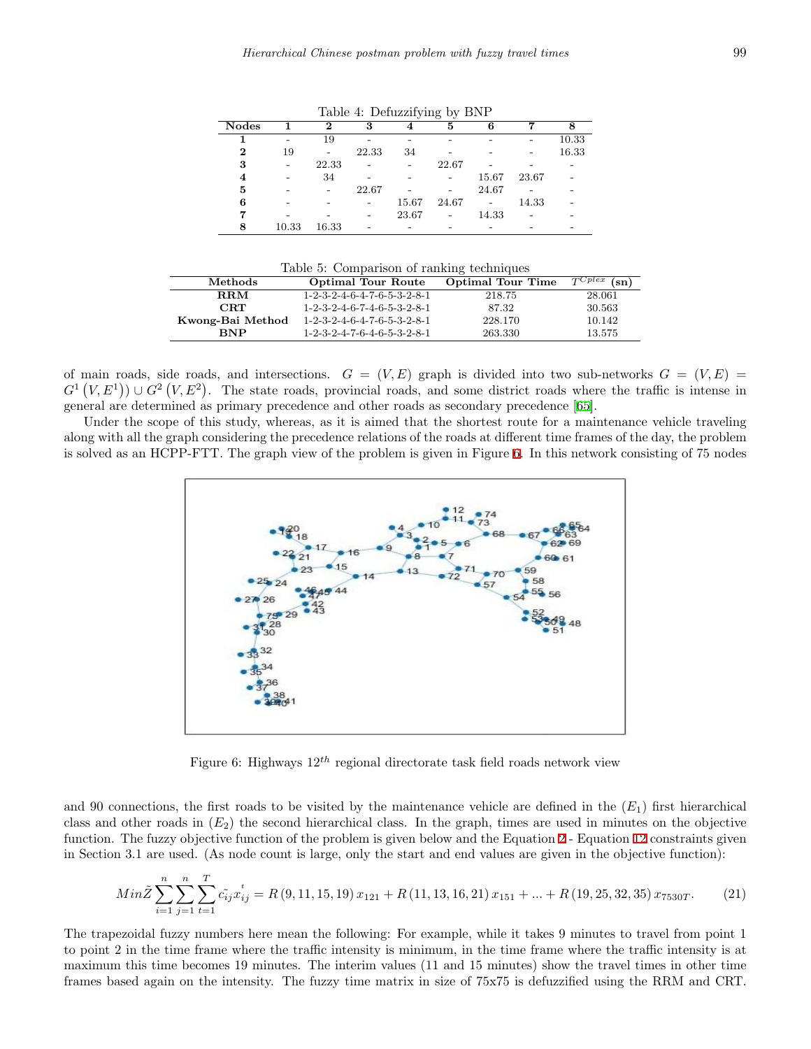Table 4: Defuzzifying by BNP

| Nodes | 1 | 2 | 3 | 4 | 5 | 6 | 7 | 8 |
|---|---|---|---|---|---|---|---|---|
| **1** | - | 19 | - | - | - | - | - | 10.33 |
| **2** | 19 | - | 22.33 | 34 | - | - | - | 16.33 |
| **3** | - | 22.33 | - | - | 22.67 | - | - | - |
| **4** | - | 34 | - | - | - | 15.67 | 23.67 | - |
| **5** | - | - | 22.67 | - | - | 24.67 | - | - |
| **6** | - | - | - | 15.67 | 24.67 | - | 14.33 | - |
| **7** | - | - | - | 23.67 | - | 14.33 | - | - |
| **8** | 10.33 | 16.33 | - | - | - | - | - | - |

Table 5: Comparison of ranking techniques

| Methods | Optimal Tour Route | Optimal Tour Time | $T^{Cplex}$ (sn) |
|---|---|---|---|
| **RRM** | 1-2-3-2-4-6-4-7-6-5-3-2-8-1 | 218.75 | 28.061 |
| **CRT** | 1-2-3-2-4-6-7-4-6-5-3-2-8-1 | 87.32 | 30.563 |
| **Kwong-Bai Method** | 1-2-3-2-4-6-4-7-6-5-3-2-8-1 | 228.170 | 10.142 |
| **BNP** | 1-2-3-2-4-7-6-4-6-5-3-2-8-1 | 263.330 | 13.575 |

of main roads, side roads, and intersections. $G = (V, E)$ graph is divided into two sub-networks $G = (V, E) = G^1(V, E^1)) \cup G^2(V, E^2)$. The state roads, provincial roads, and some district roads where the traffic is intense in general are determined as primary precedence and other roads as secondary precedence [65].

Under the scope of this study, whereas, as it is aimed that the shortest route for a maintenance vehicle traveling along with all the graph considering the precedence relations of the roads at different time frames of the day, the problem is solved as an HCPP-FTT. The graph view of the problem is given in Figure 6. In this network consisting of 75 nodes

Figure 6: Highways $12^{th}$ regional directorate task field roads network view

and 90 connections, the first roads to be visited by the maintenance vehicle are defined in the $(E_1)$ first hierarchical class and other roads in $(E_2)$ the second hierarchical class. In the graph, times are used in minutes on the objective function. The fuzzy objective function of the problem is given below and the Equation 2 - Equation 12 constraints given in Section 3.1 are used. (As node count is large, only the start and end values are given in the objective function):

$$Min\tilde{Z}\sum_{i=1}^{n}\sum_{j=1}^{n}\sum_{t=1}^{T}\tilde{c_{ij}}x_{ij}^{t} = R(9, 11, 15, 19)\,x_{121} + R(11, 13, 16, 21)\,x_{151} + ... + R(19, 25, 32, 35)\,x_{7530T}. \tag{21}$$

The trapezoidal fuzzy numbers here mean the following: For example, while it takes 9 minutes to travel from point 1 to point 2 in the time frame where the traffic intensity is minimum, in the time frame where the traffic intensity is at maximum this time becomes 19 minutes. The interim values (11 and 15 minutes) show the travel times in other time frames based again on the intensity. The fuzzy time matrix in size of 75x75 is defuzzified using the RRM and CRT.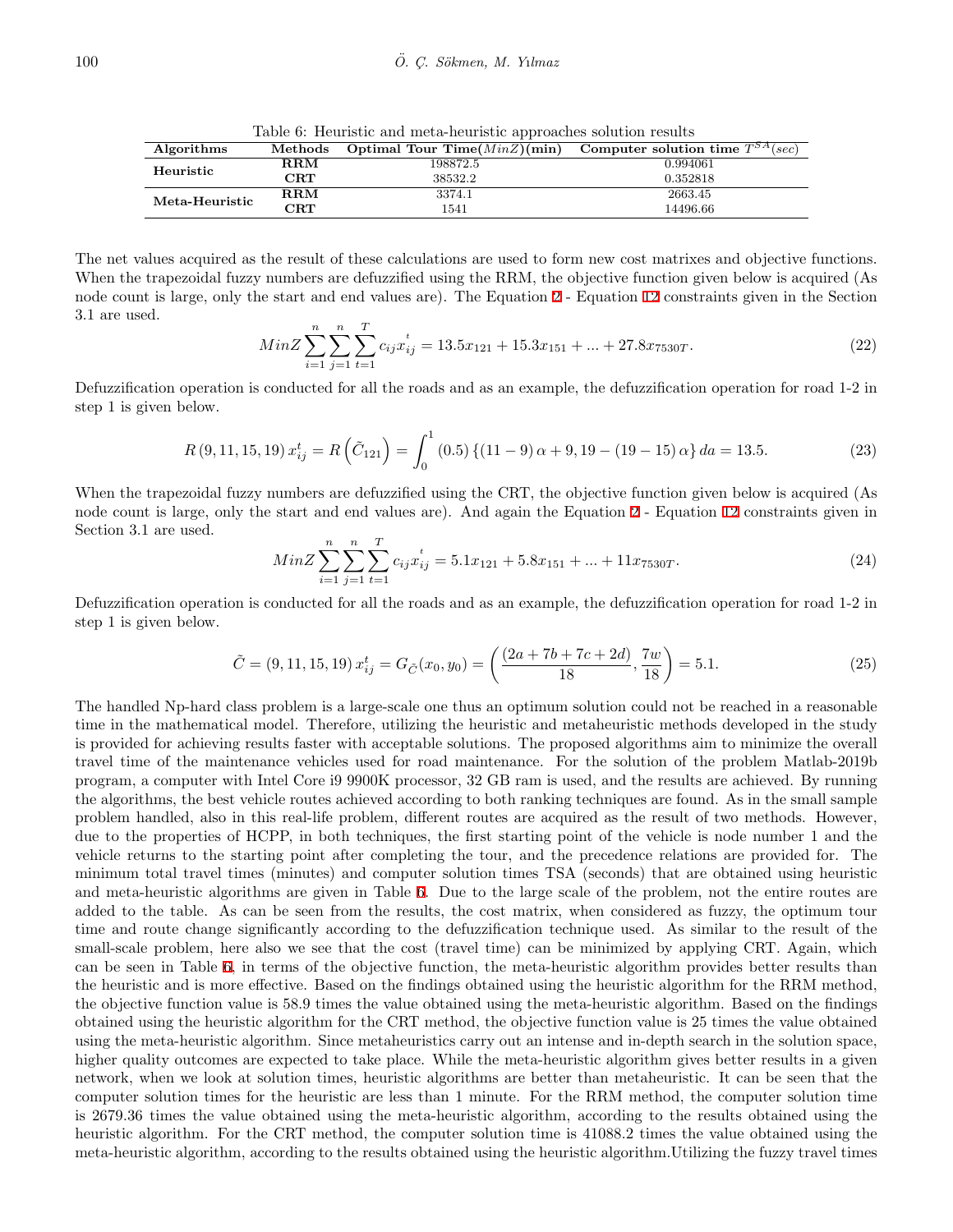Table 6: Heuristic and meta-heuristic approaches solution results

| Algorithms | Methods | Optimal Tour Time($MinZ$)(min) | Computer solution time $T^{SA}(sec)$ |
|---|---|---|---|
| **Heuristic** | **RRM** | 198872.5 | 0.994061 |
| | **CRT** | 38532.2 | 0.352818 |
| **Meta-Heuristic** | **RRM** | 3374.1 | 2663.45 |
| | **CRT** | 1541 | 14496.66 |

The net values acquired as the result of these calculations are used to form new cost matrixes and objective functions. When the trapezoidal fuzzy numbers are defuzzified using the RRM, the objective function given below is acquired (As node count is large, only the start and end values are). The Equation 2 - Equation 12 constraints given in the Section 3.1 are used.

$$MinZ\sum_{i=1}^{n}\sum_{j=1}^{n}\sum_{t=1}^{T}c_{ij}x_{ij}^{t} = 13.5x_{121} + 15.3x_{151} + ... + 27.8x_{7530T}. \tag{22}$$

Defuzzification operation is conducted for all the roads and as an example, the defuzzification operation for road 1-2 in step 1 is given below.

$$R\left(9,11,15,19\right)x_{ij}^{t} = R\left(\tilde{C}_{121}\right) = \int_{0}^{1}\left(0.5\right)\left\{\left(11-9\right)\alpha + 9, 19-\left(19-15\right)\alpha\right\}da = 13.5. \tag{23}$$

When the trapezoidal fuzzy numbers are defuzzified using the CRT, the objective function given below is acquired (As node count is large, only the start and end values are). And again the Equation 2 - Equation 12 constraints given in Section 3.1 are used.

$$MinZ\sum_{i=1}^{n}\sum_{j=1}^{n}\sum_{t=1}^{T}c_{ij}x_{ij}^{t} = 5.1x_{121} + 5.8x_{151} + ... + 11x_{7530T}. \tag{24}$$

Defuzzification operation is conducted for all the roads and as an example, the defuzzification operation for road 1-2 in step 1 is given below.

$$\tilde{C} = \left(9,11,15,19\right)x_{ij}^{t} = G_{\tilde{C}}(x_0,y_0) = \left(\frac{(2a+7b+7c+2d)}{18}, \frac{7w}{18}\right) = 5.1. \tag{25}$$

The handled Np-hard class problem is a large-scale one thus an optimum solution could not be reached in a reasonable time in the mathematical model. Therefore, utilizing the heuristic and metaheuristic methods developed in the study is provided for achieving results faster with acceptable solutions. The proposed algorithms aim to minimize the overall travel time of the maintenance vehicles used for road maintenance. For the solution of the problem Matlab-2019b program, a computer with Intel Core i9 9900K processor, 32 GB ram is used, and the results are achieved. By running the algorithms, the best vehicle routes achieved according to both ranking techniques are found. As in the small sample problem handled, also in this real-life problem, different routes are acquired as the result of two methods. However, due to the properties of HCPP, in both techniques, the first starting point of the vehicle is node number 1 and the vehicle returns to the starting point after completing the tour, and the precedence relations are provided for. The minimum total travel times (minutes) and computer solution times TSA (seconds) that are obtained using heuristic and meta-heuristic algorithms are given in Table 6. Due to the large scale of the problem, not the entire routes are added to the table. As can be seen from the results, the cost matrix, when considered as fuzzy, the optimum tour time and route change significantly according to the defuzzification technique used. As similar to the result of the small-scale problem, here also we see that the cost (travel time) can be minimized by applying CRT. Again, which can be seen in Table 6, in terms of the objective function, the meta-heuristic algorithm provides better results than the heuristic and is more effective. Based on the findings obtained using the heuristic algorithm for the RRM method, the objective function value is 58.9 times the value obtained using the meta-heuristic algorithm. Based on the findings obtained using the heuristic algorithm for the CRT method, the objective function value is 25 times the value obtained using the meta-heuristic algorithm. Since metaheuristics carry out an intense and in-depth search in the solution space, higher quality outcomes are expected to take place. While the meta-heuristic algorithm gives better results in a given network, when we look at solution times, heuristic algorithms are better than metaheuristic. It can be seen that the computer solution times for the heuristic are less than 1 minute. For the RRM method, the computer solution time is 2679.36 times the value obtained using the meta-heuristic algorithm, according to the results obtained using the heuristic algorithm. For the CRT method, the computer solution time is 41088.2 times the value obtained using the meta-heuristic algorithm, according to the results obtained using the heuristic algorithm.Utilizing the fuzzy travel times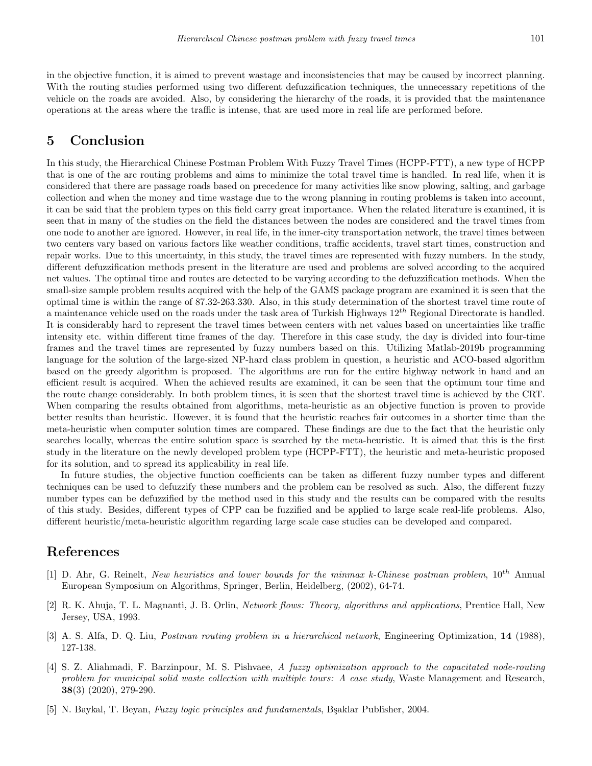in the objective function, it is aimed to prevent wastage and inconsistencies that may be caused by incorrect planning. With the routing studies performed using two different defuzzification techniques, the unnecessary repetitions of the vehicle on the roads are avoided. Also, by considering the hierarchy of the roads, it is provided that the maintenance operations at the areas where the traffic is intense, that are used more in real life are performed before.

## 5 Conclusion

In this study, the Hierarchical Chinese Postman Problem With Fuzzy Travel Times (HCPP-FTT), a new type of HCPP that is one of the arc routing problems and aims to minimize the total travel time is handled. In real life, when it is considered that there are passage roads based on precedence for many activities like snow plowing, salting, and garbage collection and when the money and time wastage due to the wrong planning in routing problems is taken into account, it can be said that the problem types on this field carry great importance. When the related literature is examined, it is seen that in many of the studies on the field the distances between the nodes are considered and the travel times from one node to another are ignored. However, in real life, in the inner-city transportation network, the travel times between two centers vary based on various factors like weather conditions, traffic accidents, travel start times, construction and repair works. Due to this uncertainty, in this study, the travel times are represented with fuzzy numbers. In the study, different defuzzification methods present in the literature are used and problems are solved according to the acquired net values. The optimal time and routes are detected to be varying according to the defuzzification methods. When the small-size sample problem results acquired with the help of the GAMS package program are examined it is seen that the optimal time is within the range of 87.32-263.330. Also, in this study determination of the shortest travel time route of a maintenance vehicle used on the roads under the task area of Turkish Highways $12^{th}$ Regional Directorate is handled. It is considerably hard to represent the travel times between centers with net values based on uncertainties like traffic intensity etc. within different time frames of the day. Therefore in this case study, the day is divided into four-time frames and the travel times are represented by fuzzy numbers based on this. Utilizing Matlab-2019b programming language for the solution of the large-sized NP-hard class problem in question, a heuristic and ACO-based algorithm based on the greedy algorithm is proposed. The algorithms are run for the entire highway network in hand and an efficient result is acquired. When the achieved results are examined, it can be seen that the optimum tour time and the route change considerably. In both problem times, it is seen that the shortest travel time is achieved by the CRT. When comparing the results obtained from algorithms, meta-heuristic as an objective function is proven to provide better results than heuristic. However, it is found that the heuristic reaches fair outcomes in a shorter time than the meta-heuristic when computer solution times are compared. These findings are due to the fact that the heuristic only searches locally, whereas the entire solution space is searched by the meta-heuristic. It is aimed that this is the first study in the literature on the newly developed problem type (HCPP-FTT), the heuristic and meta-heuristic proposed for its solution, and to spread its applicability in real life.

In future studies, the objective function coefficients can be taken as different fuzzy number types and different techniques can be used to defuzzify these numbers and the problem can be resolved as such. Also, the different fuzzy number types can be defuzzified by the method used in this study and the results can be compared with the results of this study. Besides, different types of CPP can be fuzzified and be applied to large scale real-life problems. Also, different heuristic/meta-heuristic algorithm regarding large scale case studies can be developed and compared.

## References

[1] D. Ahr, G. Reinelt, *New heuristics and lower bounds for the minmax k-Chinese postman problem*, $10^{th}$ Annual European Symposium on Algorithms, Springer, Berlin, Heidelberg, (2002), 64-74.

[2] R. K. Ahuja, T. L. Magnanti, J. B. Orlin, *Network flows: Theory, algorithms and applications*, Prentice Hall, New Jersey, USA, 1993.

[3] A. S. Alfa, D. Q. Liu, *Postman routing problem in a hierarchical network*, Engineering Optimization, **14** (1988), 127-138.

[4] S. Z. Aliahmadi, F. Barzinpour, M. S. Pishvaee, *A fuzzy optimization approach to the capacitated node-routing problem for municipal solid waste collection with multiple tours: A case study*, Waste Management and Research, **38**(3) (2020), 279-290.

[5] N. Baykal, T. Beyan, *Fuzzy logic principles and fundamentals*, Bşaklar Publisher, 2004.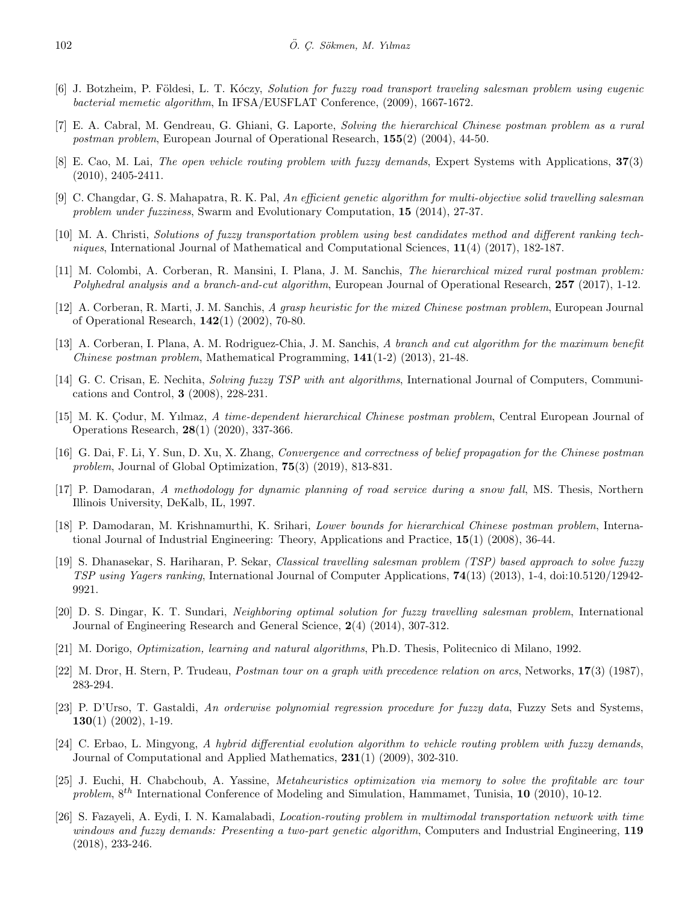[6] J. Botzheim, P. Földesi, L. T. Kóczy, *Solution for fuzzy road transport traveling salesman problem using eugenic bacterial memetic algorithm*, In IFSA/EUSFLAT Conference, (2009), 1667-1672.

[7] E. A. Cabral, M. Gendreau, G. Ghiani, G. Laporte, *Solving the hierarchical Chinese postman problem as a rural postman problem*, European Journal of Operational Research, **155**(2) (2004), 44-50.

[8] E. Cao, M. Lai, *The open vehicle routing problem with fuzzy demands*, Expert Systems with Applications, **37**(3) (2010), 2405-2411.

[9] C. Changdar, G. S. Mahapatra, R. K. Pal, *An efficient genetic algorithm for multi-objective solid travelling salesman problem under fuzziness*, Swarm and Evolutionary Computation, **15** (2014), 27-37.

[10] M. A. Christi, *Solutions of fuzzy transportation problem using best candidates method and different ranking techniques*, International Journal of Mathematical and Computational Sciences, **11**(4) (2017), 182-187.

[11] M. Colombi, A. Corberan, R. Mansini, I. Plana, J. M. Sanchis, *The hierarchical mixed rural postman problem: Polyhedral analysis and a branch-and-cut algorithm*, European Journal of Operational Research, **257** (2017), 1-12.

[12] A. Corberan, R. Marti, J. M. Sanchis, *A grasp heuristic for the mixed Chinese postman problem*, European Journal of Operational Research, **142**(1) (2002), 70-80.

[13] A. Corberan, I. Plana, A. M. Rodriguez-Chia, J. M. Sanchis, *A branch and cut algorithm for the maximum benefit Chinese postman problem*, Mathematical Programming, **141**(1-2) (2013), 21-48.

[14] G. C. Crisan, E. Nechita, *Solving fuzzy TSP with ant algorithms*, International Journal of Computers, Communications and Control, **3** (2008), 228-231.

[15] M. K. Çodur, M. Yılmaz, *A time-dependent hierarchical Chinese postman problem*, Central European Journal of Operations Research, **28**(1) (2020), 337-366.

[16] G. Dai, F. Li, Y. Sun, D. Xu, X. Zhang, *Convergence and correctness of belief propagation for the Chinese postman problem*, Journal of Global Optimization, **75**(3) (2019), 813-831.

[17] P. Damodaran, *A methodology for dynamic planning of road service during a snow fall*, MS. Thesis, Northern Illinois University, DeKalb, IL, 1997.

[18] P. Damodaran, M. Krishnamurthi, K. Srihari, *Lower bounds for hierarchical Chinese postman problem*, International Journal of Industrial Engineering: Theory, Applications and Practice, **15**(1) (2008), 36-44.

[19] S. Dhanasekar, S. Hariharan, P. Sekar, *Classical travelling salesman problem (TSP) based approach to solve fuzzy TSP using Yagers ranking*, International Journal of Computer Applications, **74**(13) (2013), 1-4, doi:10.5120/12942-9921.

[20] D. S. Dingar, K. T. Sundari, *Neighboring optimal solution for fuzzy travelling salesman problem*, International Journal of Engineering Research and General Science, **2**(4) (2014), 307-312.

[21] M. Dorigo, *Optimization, learning and natural algorithms*, Ph.D. Thesis, Politecnico di Milano, 1992.

[22] M. Dror, H. Stern, P. Trudeau, *Postman tour on a graph with precedence relation on arcs*, Networks, **17**(3) (1987), 283-294.

[23] P. D'Urso, T. Gastaldi, *An orderwise polynomial regression procedure for fuzzy data*, Fuzzy Sets and Systems, **130**(1) (2002), 1-19.

[24] C. Erbao, L. Mingyong, *A hybrid differential evolution algorithm to vehicle routing problem with fuzzy demands*, Journal of Computational and Applied Mathematics, **231**(1) (2009), 302-310.

[25] J. Euchi, H. Chabchoub, A. Yassine, *Metaheuristics optimization via memory to solve the profitable arc tour problem*, $8^{th}$ International Conference of Modeling and Simulation, Hammamet, Tunisia, **10** (2010), 10-12.

[26] S. Fazayeli, A. Eydi, I. N. Kamalabadi, *Location-routing problem in multimodal transportation network with time windows and fuzzy demands: Presenting a two-part genetic algorithm*, Computers and Industrial Engineering, **119** (2018), 233-246.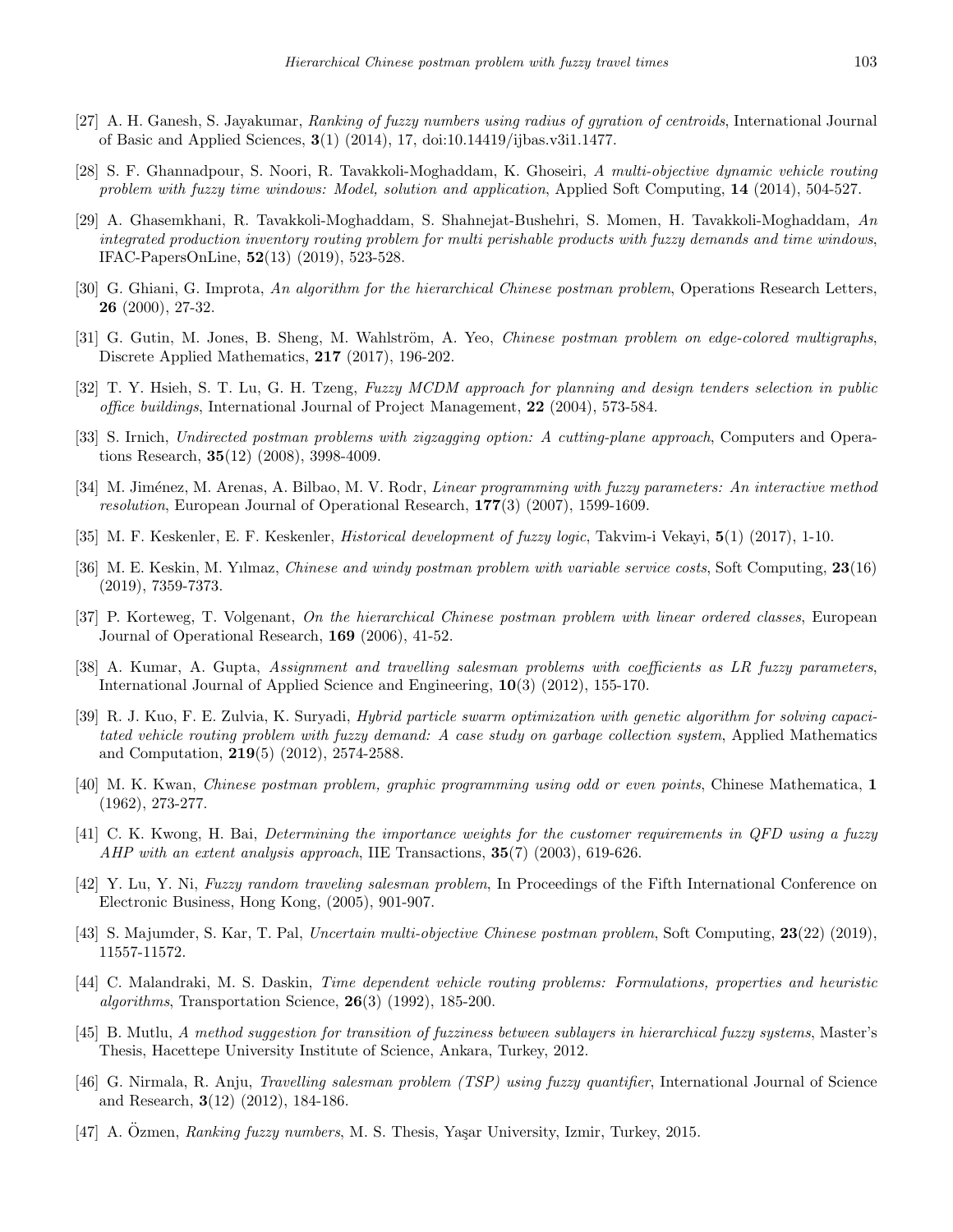[27] A. H. Ganesh, S. Jayakumar, *Ranking of fuzzy numbers using radius of gyration of centroids*, International Journal of Basic and Applied Sciences, **3**(1) (2014), 17, doi:10.14419/ijbas.v3i1.1477.

[28] S. F. Ghannadpour, S. Noori, R. Tavakkoli-Moghaddam, K. Ghoseiri, *A multi-objective dynamic vehicle routing problem with fuzzy time windows: Model, solution and application*, Applied Soft Computing, **14** (2014), 504-527.

[29] A. Ghasemkhani, R. Tavakkoli-Moghaddam, S. Shahnejat-Bushehri, S. Momen, H. Tavakkoli-Moghaddam, *An integrated production inventory routing problem for multi perishable products with fuzzy demands and time windows*, IFAC-PapersOnLine, **52**(13) (2019), 523-528.

[30] G. Ghiani, G. Improta, *An algorithm for the hierarchical Chinese postman problem*, Operations Research Letters, **26** (2000), 27-32.

[31] G. Gutin, M. Jones, B. Sheng, M. Wahlström, A. Yeo, *Chinese postman problem on edge-colored multigraphs*, Discrete Applied Mathematics, **217** (2017), 196-202.

[32] T. Y. Hsieh, S. T. Lu, G. H. Tzeng, *Fuzzy MCDM approach for planning and design tenders selection in public office buildings*, International Journal of Project Management, **22** (2004), 573-584.

[33] S. Irnich, *Undirected postman problems with zigzagging option: A cutting-plane approach*, Computers and Operations Research, **35**(12) (2008), 3998-4009.

[34] M. Jiménez, M. Arenas, A. Bilbao, M. V. Rodr, *Linear programming with fuzzy parameters: An interactive method resolution*, European Journal of Operational Research, **177**(3) (2007), 1599-1609.

[35] M. F. Keskenler, E. F. Keskenler, *Historical development of fuzzy logic*, Takvim-i Vekayi, **5**(1) (2017), 1-10.

[36] M. E. Keskin, M. Yılmaz, *Chinese and windy postman problem with variable service costs*, Soft Computing, **23**(16) (2019), 7359-7373.

[37] P. Korteweg, T. Volgenant, *On the hierarchical Chinese postman problem with linear ordered classes*, European Journal of Operational Research, **169** (2006), 41-52.

[38] A. Kumar, A. Gupta, *Assignment and travelling salesman problems with coefficients as LR fuzzy parameters*, International Journal of Applied Science and Engineering, **10**(3) (2012), 155-170.

[39] R. J. Kuo, F. E. Zulvia, K. Suryadi, *Hybrid particle swarm optimization with genetic algorithm for solving capacitated vehicle routing problem with fuzzy demand: A case study on garbage collection system*, Applied Mathematics and Computation, **219**(5) (2012), 2574-2588.

[40] M. K. Kwan, *Chinese postman problem, graphic programming using odd or even points*, Chinese Mathematica, **1** (1962), 273-277.

[41] C. K. Kwong, H. Bai, *Determining the importance weights for the customer requirements in QFD using a fuzzy AHP with an extent analysis approach*, IIE Transactions, **35**(7) (2003), 619-626.

[42] Y. Lu, Y. Ni, *Fuzzy random traveling salesman problem*, In Proceedings of the Fifth International Conference on Electronic Business, Hong Kong, (2005), 901-907.

[43] S. Majumder, S. Kar, T. Pal, *Uncertain multi-objective Chinese postman problem*, Soft Computing, **23**(22) (2019), 11557-11572.

[44] C. Malandraki, M. S. Daskin, *Time dependent vehicle routing problems: Formulations, properties and heuristic algorithms*, Transportation Science, **26**(3) (1992), 185-200.

[45] B. Mutlu, *A method suggestion for transition of fuzziness between sublayers in hierarchical fuzzy systems*, Master's Thesis, Hacettepe University Institute of Science, Ankara, Turkey, 2012.

[46] G. Nirmala, R. Anju, *Travelling salesman problem (TSP) using fuzzy quantifier*, International Journal of Science and Research, **3**(12) (2012), 184-186.

[47] A. Özmen, *Ranking fuzzy numbers*, M. S. Thesis, Yaşar University, Izmir, Turkey, 2015.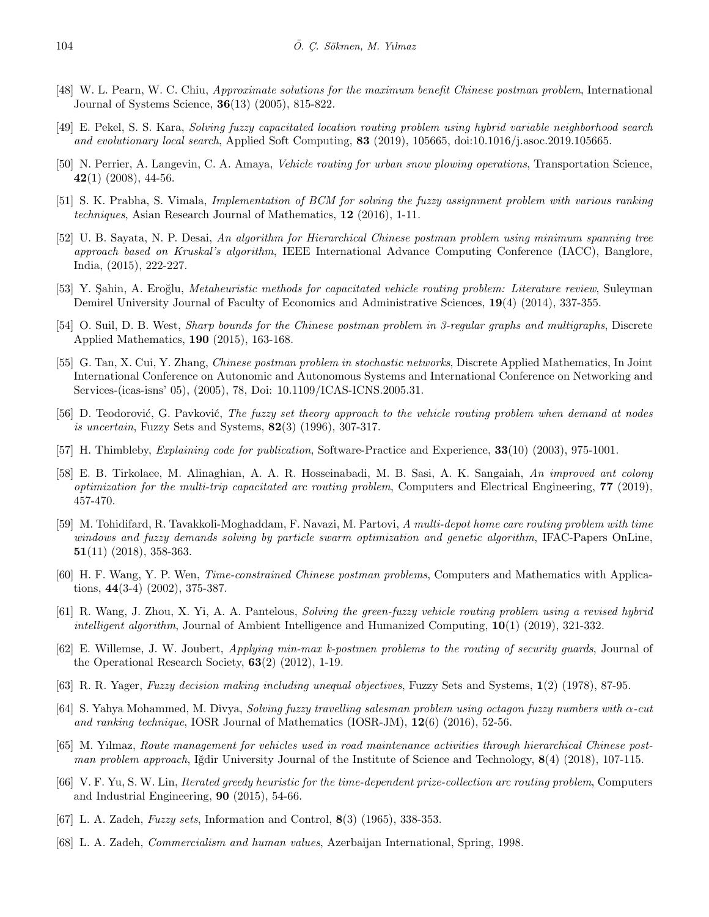[48] W. L. Pearn, W. C. Chiu, *Approximate solutions for the maximum benefit Chinese postman problem*, International Journal of Systems Science, **36**(13) (2005), 815-822.

[49] E. Pekel, S. S. Kara, *Solving fuzzy capacitated location routing problem using hybrid variable neighborhood search and evolutionary local search*, Applied Soft Computing, **83** (2019), 105665, doi:10.1016/j.asoc.2019.105665.

[50] N. Perrier, A. Langevin, C. A. Amaya, *Vehicle routing for urban snow plowing operations*, Transportation Science, **42**(1) (2008), 44-56.

[51] S. K. Prabha, S. Vimala, *Implementation of BCM for solving the fuzzy assignment problem with various ranking techniques*, Asian Research Journal of Mathematics, **12** (2016), 1-11.

[52] U. B. Sayata, N. P. Desai, *An algorithm for Hierarchical Chinese postman problem using minimum spanning tree approach based on Kruskal's algorithm*, IEEE International Advance Computing Conference (IACC), Banglore, India, (2015), 222-227.

[53] Y. Şahin, A. Eroğlu, *Metaheuristic methods for capacitated vehicle routing problem: Literature review*, Suleyman Demirel University Journal of Faculty of Economics and Administrative Sciences, **19**(4) (2014), 337-355.

[54] O. Suil, D. B. West, *Sharp bounds for the Chinese postman problem in 3-regular graphs and multigraphs*, Discrete Applied Mathematics, **190** (2015), 163-168.

[55] G. Tan, X. Cui, Y. Zhang, *Chinese postman problem in stochastic networks*, Discrete Applied Mathematics, In Joint International Conference on Autonomic and Autonomous Systems and International Conference on Networking and Services-(icas-isns' 05), (2005), 78, Doi: 10.1109/ICAS-ICNS.2005.31.

[56] D. Teodorović, G. Pavković, *The fuzzy set theory approach to the vehicle routing problem when demand at nodes is uncertain*, Fuzzy Sets and Systems, **82**(3) (1996), 307-317.

[57] H. Thimbleby, *Explaining code for publication*, Software-Practice and Experience, **33**(10) (2003), 975-1001.

[58] E. B. Tirkolaee, M. Alinaghian, A. A. R. Hosseinabadi, M. B. Sasi, A. K. Sangaiah, *An improved ant colony optimization for the multi-trip capacitated arc routing problem*, Computers and Electrical Engineering, **77** (2019), 457-470.

[59] M. Tohidifard, R. Tavakkoli-Moghaddam, F. Navazi, M. Partovi, *A multi-depot home care routing problem with time windows and fuzzy demands solving by particle swarm optimization and genetic algorithm*, IFAC-Papers OnLine, **51**(11) (2018), 358-363.

[60] H. F. Wang, Y. P. Wen, *Time-constrained Chinese postman problems*, Computers and Mathematics with Applications, **44**(3-4) (2002), 375-387.

[61] R. Wang, J. Zhou, X. Yi, A. A. Pantelous, *Solving the green-fuzzy vehicle routing problem using a revised hybrid intelligent algorithm*, Journal of Ambient Intelligence and Humanized Computing, **10**(1) (2019), 321-332.

[62] E. Willemse, J. W. Joubert, *Applying min-max k-postmen problems to the routing of security guards*, Journal of the Operational Research Society, **63**(2) (2012), 1-19.

[63] R. R. Yager, *Fuzzy decision making including unequal objectives*, Fuzzy Sets and Systems, **1**(2) (1978), 87-95.

[64] S. Yahya Mohammed, M. Divya, *Solving fuzzy travelling salesman problem using octagon fuzzy numbers with $\alpha$-cut and ranking technique*, IOSR Journal of Mathematics (IOSR-JM), **12**(6) (2016), 52-56.

[65] M. Yılmaz, *Route management for vehicles used in road maintenance activities through hierarchical Chinese postman problem approach*, Iğdir University Journal of the Institute of Science and Technology, **8**(4) (2018), 107-115.

[66] V. F. Yu, S. W. Lin, *Iterated greedy heuristic for the time-dependent prize-collection arc routing problem*, Computers and Industrial Engineering, **90** (2015), 54-66.

[67] L. A. Zadeh, *Fuzzy sets*, Information and Control, **8**(3) (1965), 338-353.

[68] L. A. Zadeh, *Commercialism and human values*, Azerbaijan International, Spring, 1998.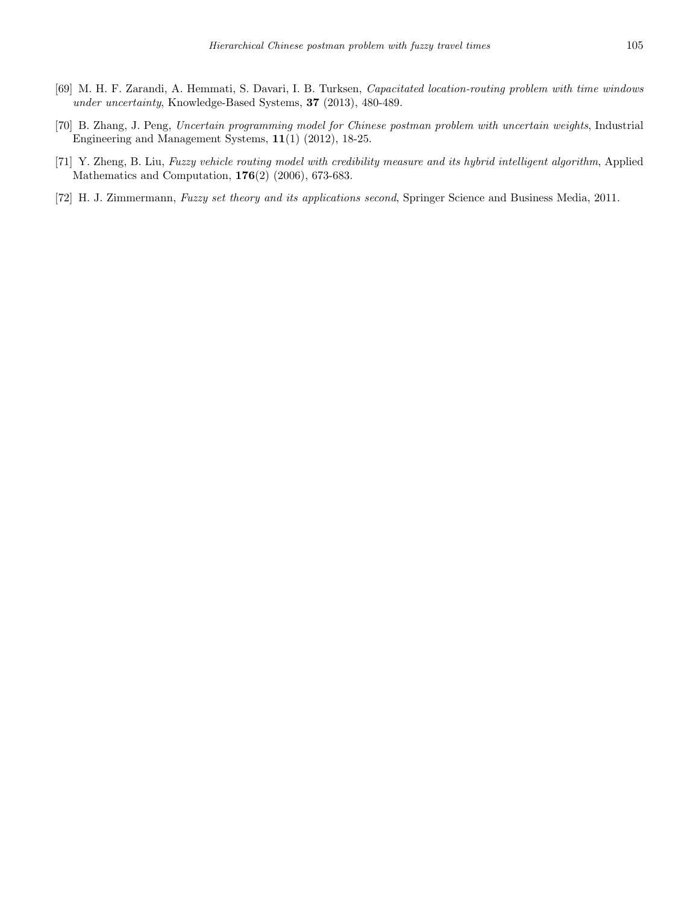[69] M. H. F. Zarandi, A. Hemmati, S. Davari, I. B. Turksen, *Capacitated location-routing problem with time windows under uncertainty*, Knowledge-Based Systems, **37** (2013), 480-489.

[70] B. Zhang, J. Peng, *Uncertain programming model for Chinese postman problem with uncertain weights*, Industrial Engineering and Management Systems, **11**(1) (2012), 18-25.

[71] Y. Zheng, B. Liu, *Fuzzy vehicle routing model with credibility measure and its hybrid intelligent algorithm*, Applied Mathematics and Computation, **176**(2) (2006), 673-683.

[72] H. J. Zimmermann, *Fuzzy set theory and its applications second*, Springer Science and Business Media, 2011.